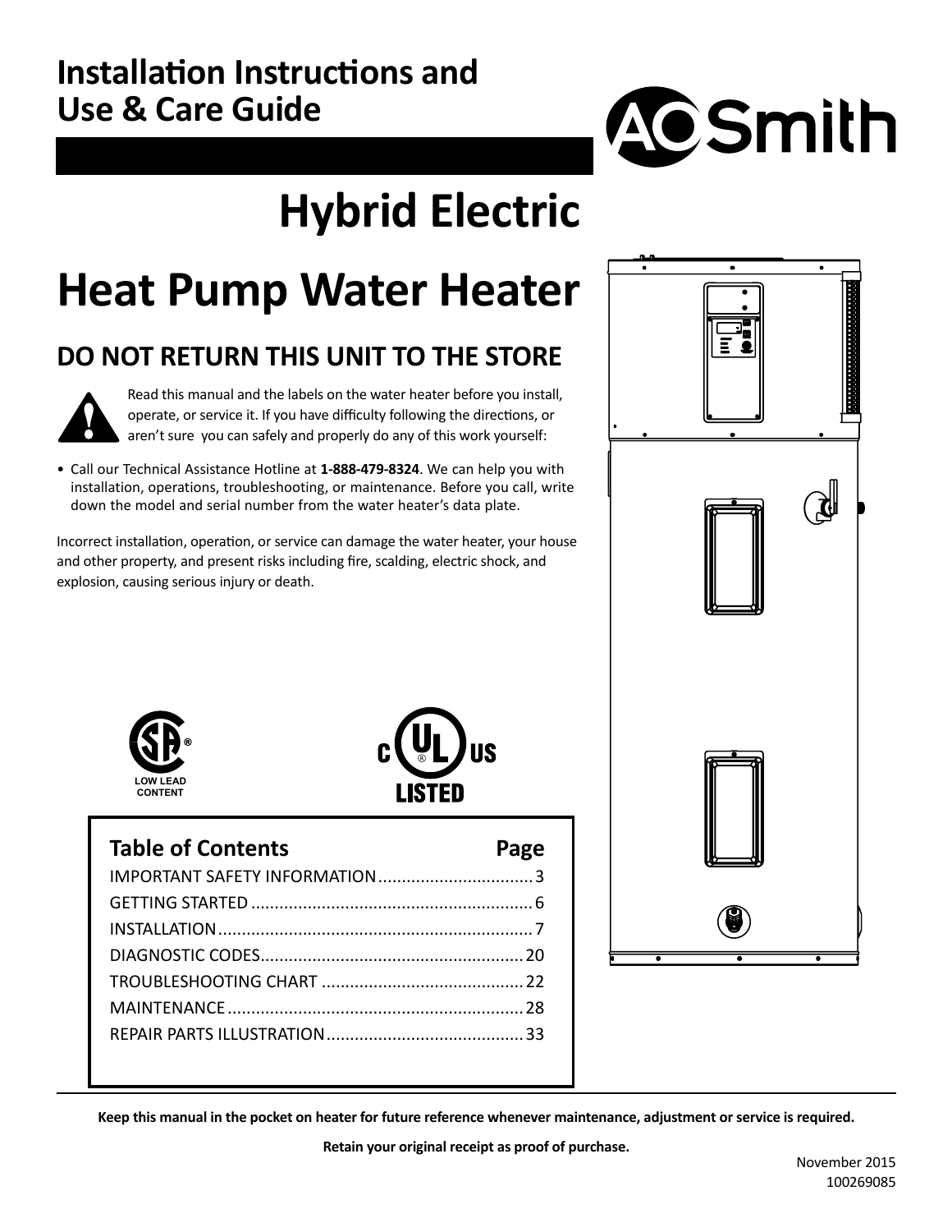# Installation Instructions and Use & Care Guide

A.O. Smith

# Hybrid Electric

# Heat Pump Water Heater

## DO NOT RETURN THIS UNIT TO THE STORE

Read this manual and the labels on the water heater before you install, operate, or service it. If you have difficulty following the directions, or aren't sure you can safely and properly do any of this work yourself:

- Call our Technical Assistance Hotline at **1-888-479-8324**. We can help you with installation, operations, troubleshooting, or maintenance. Before you call, write down the model and serial number from the water heater's data plate.

Incorrect installation, operation, or service can damage the water heater, your house and other property, and present risks including fire, scalding, electric shock, and explosion, causing serious injury or death.

LOW LEAD CONTENT

C UL US LISTED

| Table of Contents | Page |
|---|---|
| IMPORTANT SAFETY INFORMATION | 3 |
| GETTING STARTED | 6 |
| INSTALLATION | 7 |
| DIAGNOSTIC CODES | 20 |
| TROUBLESHOOTING CHART | 22 |
| MAINTENANCE | 28 |
| REPAIR PARTS ILLUSTRATION | 33 |

**Keep this manual in the pocket on heater for future reference whenever maintenance, adjustment or service is required.**

**Retain your original receipt as proof of purchase.**

November 2015
100269085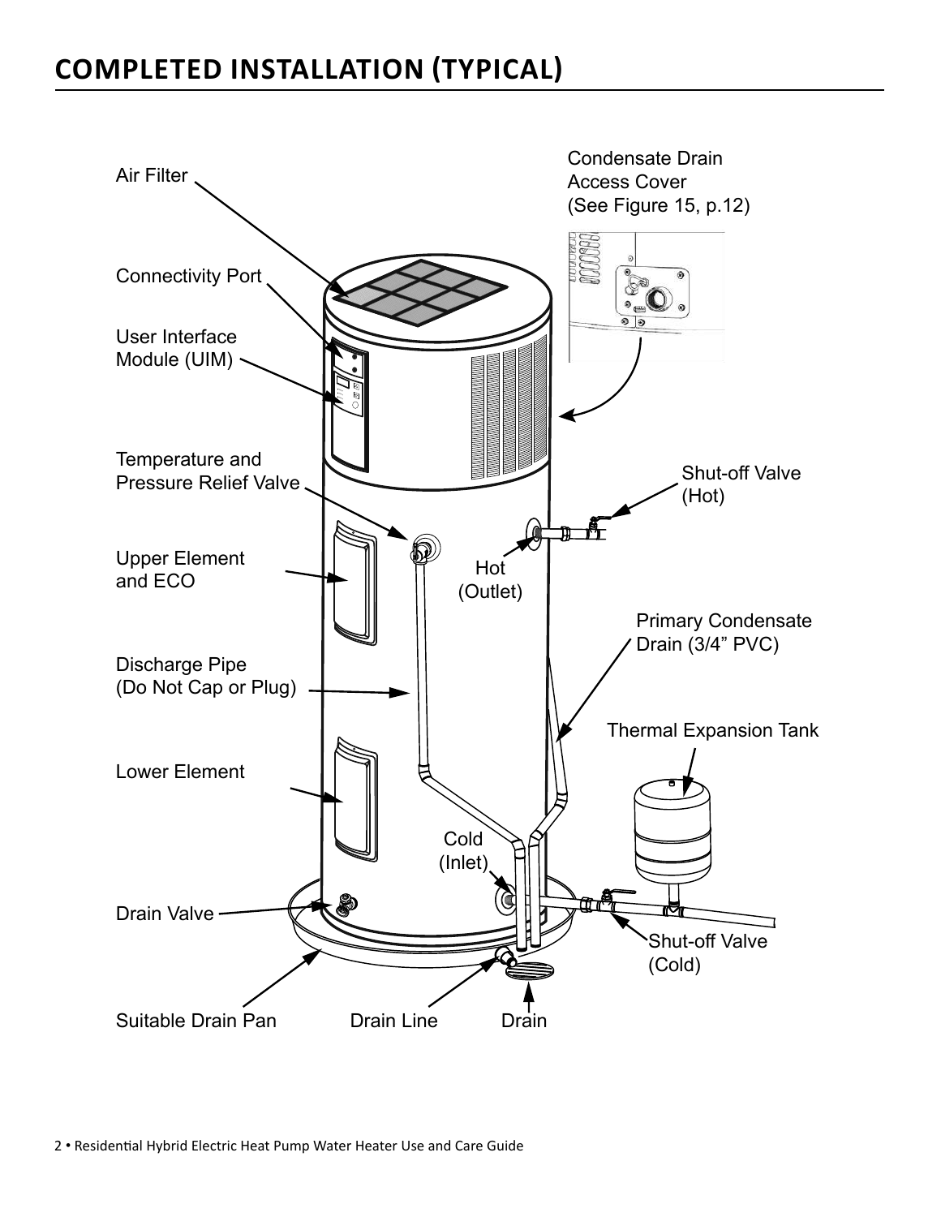## COMPLETED INSTALLATION (TYPICAL)

Air Filter

Connectivity Port

User Interface Module (UIM)

Temperature and Pressure Relief Valve

Upper Element and ECO

Discharge Pipe (Do Not Cap or Plug)

Lower Element

Drain Valve

Suitable Drain Pan

Drain Line

Drain

Condensate Drain Access Cover (See Figure 15, p.12)

Shut-off Valve (Hot)

Hot (Outlet)

Primary Condensate Drain (3/4” PVC)

Thermal Expansion Tank

Cold (Inlet)

Shut-off Valve (Cold)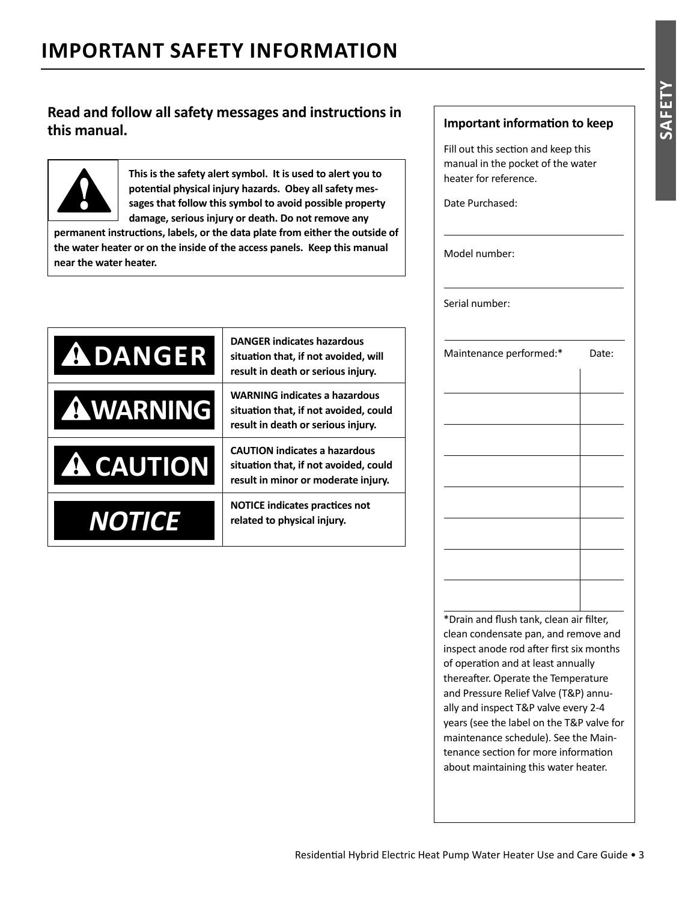# IMPORTANT SAFETY INFORMATION

**Read and follow all safety messages and instructions in this manual.**

**This is the safety alert symbol. It is used to alert you to potential physical injury hazards. Obey all safety messages that follow this symbol to avoid possible property damage, serious injury or death. Do not remove any permanent instructions, labels, or the data plate from either the outside of the water heater or on the inside of the access panels. Keep this manual near the water heater.**

| | |
|---|---|
| **DANGER** | **DANGER indicates hazardous situation that, if not avoided, will result in death or serious injury.** |
| **WARNING** | **WARNING indicates a hazardous situation that, if not avoided, could result in death or serious injury.** |
| **CAUTION** | **CAUTION indicates a hazardous situation that, if not avoided, could result in minor or moderate injury.** |
| ***NOTICE*** | **NOTICE indicates practices not related to physical injury.** |

**Important information to keep**

Fill out this section and keep this manual in the pocket of the water heater for reference.

Date Purchased:

Model number:

Serial number:

| Maintenance performed:* | Date: |
|---|---|
| | |
| | |
| | |
| | |
| | |
| | |
| | |
| | |

*Drain and flush tank, clean air filter, clean condensate pan, and remove and inspect anode rod after first six months of operation and at least annually thereafter. Operate the Temperature and Pressure Relief Valve (T&P) annually and inspect T&P valve every 2-4 years (see the label on the T&P valve for maintenance schedule). See the Maintenance section for more information about maintaining this water heater.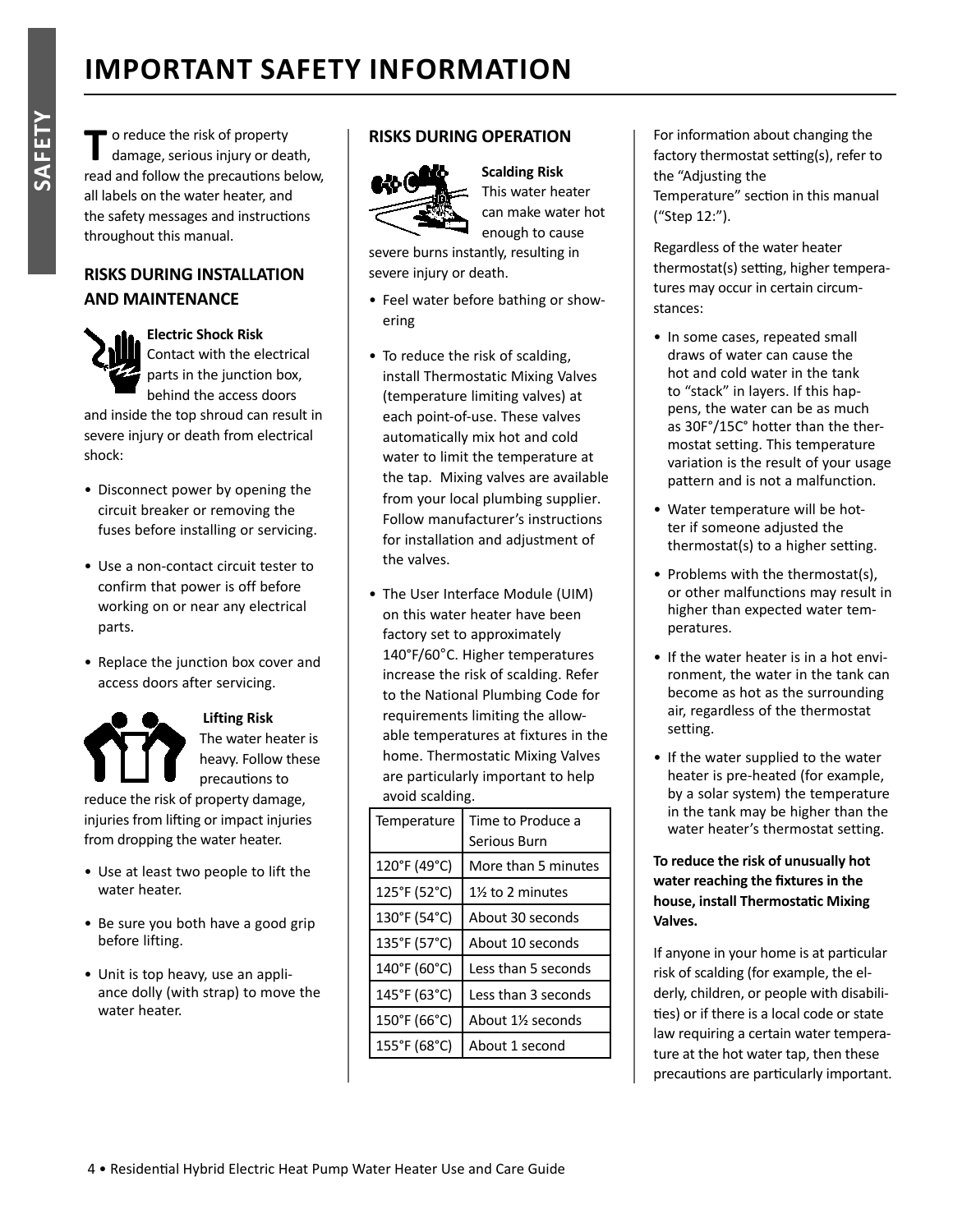# IMPORTANT SAFETY INFORMATION

To reduce the risk of property damage, serious injury or death, read and follow the precautions below, all labels on the water heater, and the safety messages and instructions throughout this manual.

## RISKS DURING INSTALLATION AND MAINTENANCE

**Electric Shock Risk**

Contact with the electrical parts in the junction box, behind the access doors and inside the top shroud can result in severe injury or death from electrical shock:

- Disconnect power by opening the circuit breaker or removing the fuses before installing or servicing.
- Use a non-contact circuit tester to confirm that power is off before working on or near any electrical parts.
- Replace the junction box cover and access doors after servicing.

**Lifting Risk**

The water heater is heavy. Follow these precautions to reduce the risk of property damage, injuries from lifting or impact injuries from dropping the water heater.

- Use at least two people to lift the water heater.
- Be sure you both have a good grip before lifting.
- Unit is top heavy, use an appliance dolly (with strap) to move the water heater.

## RISKS DURING OPERATION

**Scalding Risk**

This water heater can make water hot enough to cause severe burns instantly, resulting in severe injury or death.

- Feel water before bathing or showering
- To reduce the risk of scalding, install Thermostatic Mixing Valves (temperature limiting valves) at each point-of-use. These valves automatically mix hot and cold water to limit the temperature at the tap. Mixing valves are available from your local plumbing supplier. Follow manufacturer's instructions for installation and adjustment of the valves.
- The User Interface Module (UIM) on this water heater have been factory set to approximately 140°F/60°C. Higher temperatures increase the risk of scalding. Refer to the National Plumbing Code for requirements limiting the allowable temperatures at fixtures in the home. Thermostatic Mixing Valves are particularly important to help avoid scalding.

| Temperature | Time to Produce a Serious Burn |
|---|---|
| 120°F (49°C) | More than 5 minutes |
| 125°F (52°C) | 1½ to 2 minutes |
| 130°F (54°C) | About 30 seconds |
| 135°F (57°C) | About 10 seconds |
| 140°F (60°C) | Less than 5 seconds |
| 145°F (63°C) | Less than 3 seconds |
| 150°F (66°C) | About 1½ seconds |
| 155°F (68°C) | About 1 second |

For information about changing the factory thermostat setting(s), refer to the "Adjusting the Temperature" section in this manual ("Step 12:").

Regardless of the water heater thermostat(s) setting, higher temperatures may occur in certain circumstances:

- In some cases, repeated small draws of water can cause the hot and cold water in the tank to "stack" in layers. If this happens, the water can be as much as 30F°/15C° hotter than the thermostat setting. This temperature variation is the result of your usage pattern and is not a malfunction.
- Water temperature will be hotter if someone adjusted the thermostat(s) to a higher setting.
- Problems with the thermostat(s), or other malfunctions may result in higher than expected water temperatures.
- If the water heater is in a hot environment, the water in the tank can become as hot as the surrounding air, regardless of the thermostat setting.
- If the water supplied to the water heater is pre-heated (for example, by a solar system) the temperature in the tank may be higher than the water heater's thermostat setting.

**To reduce the risk of unusually hot water reaching the fixtures in the house, install Thermostatic Mixing Valves.**

If anyone in your home is at particular risk of scalding (for example, the elderly, children, or people with disabilities) or if there is a local code or state law requiring a certain water temperature at the hot water tap, then these precautions are particularly important.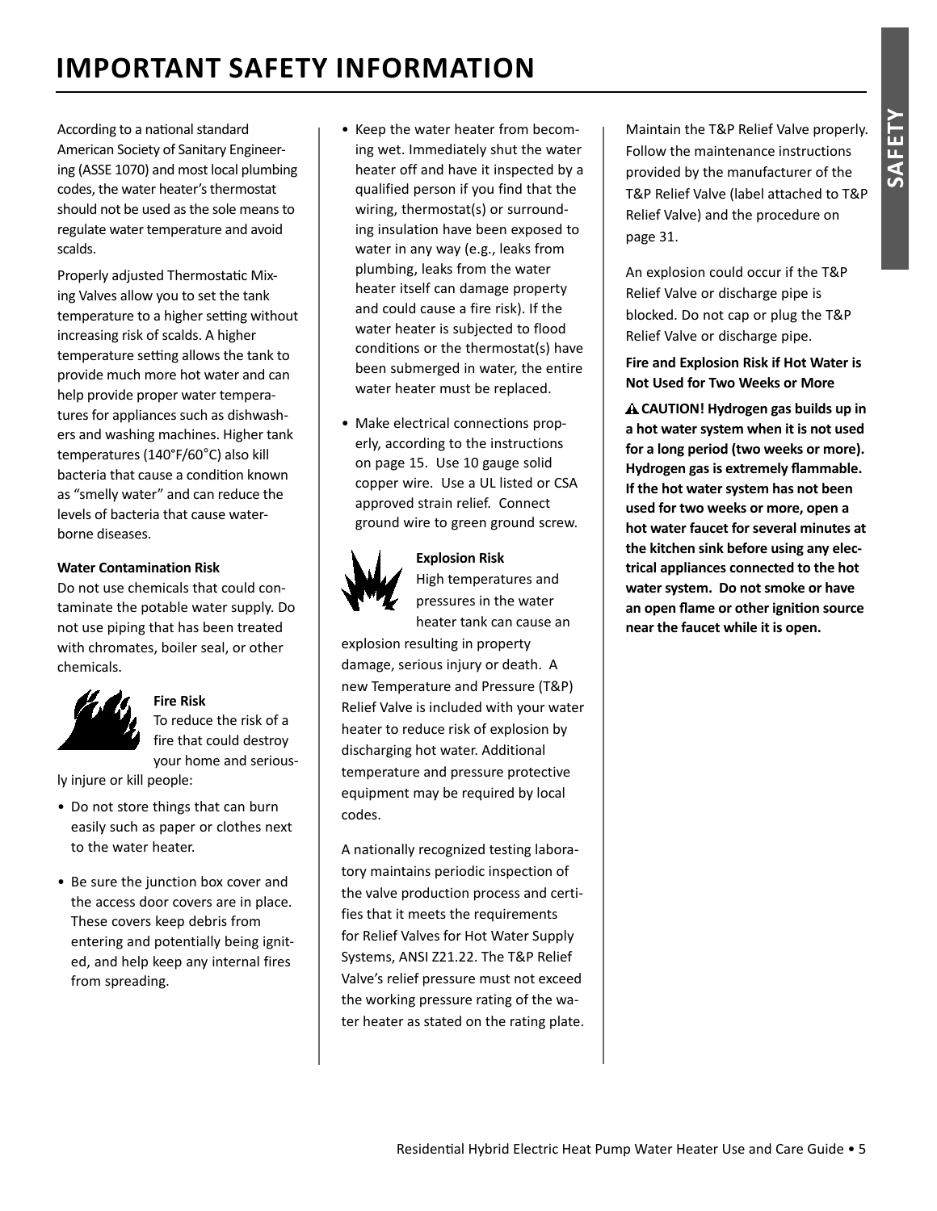# IMPORTANT SAFETY INFORMATION

According to a national standard American Society of Sanitary Engineering (ASSE 1070) and most local plumbing codes, the water heater's thermostat should not be used as the sole means to regulate water temperature and avoid scalds.

Properly adjusted Thermostatic Mixing Valves allow you to set the tank temperature to a higher setting without increasing risk of scalds. A higher temperature setting allows the tank to provide much more hot water and can help provide proper water temperatures for appliances such as dishwashers and washing machines. Higher tank temperatures (140°F/60°C) also kill bacteria that cause a condition known as "smelly water" and can reduce the levels of bacteria that cause water-borne diseases.

**Water Contamination Risk**

Do not use chemicals that could contaminate the potable water supply. Do not use piping that has been treated with chromates, boiler seal, or other chemicals.

**Fire Risk**

To reduce the risk of a fire that could destroy your home and seriously injure or kill people:

- Do not store things that can burn easily such as paper or clothes next to the water heater.
- Be sure the junction box cover and the access door covers are in place. These covers keep debris from entering and potentially being ignited, and help keep any internal fires from spreading.
- Keep the water heater from becoming wet. Immediately shut the water heater off and have it inspected by a qualified person if you find that the wiring, thermostat(s) or surrounding insulation have been exposed to water in any way (e.g., leaks from plumbing, leaks from the water heater itself can damage property and could cause a fire risk). If the water heater is subjected to flood conditions or the thermostat(s) have been submerged in water, the entire water heater must be replaced.
- Make electrical connections properly, according to the instructions on page 15. Use 10 gauge solid copper wire. Use a UL listed or CSA approved strain relief. Connect ground wire to green ground screw.

**Explosion Risk**

High temperatures and pressures in the water heater tank can cause an explosion resulting in property damage, serious injury or death. A new Temperature and Pressure (T&P) Relief Valve is included with your water heater to reduce risk of explosion by discharging hot water. Additional temperature and pressure protective equipment may be required by local codes.

A nationally recognized testing laboratory maintains periodic inspection of the valve production process and certifies that it meets the requirements for Relief Valves for Hot Water Supply Systems, ANSI Z21.22. The T&P Relief Valve's relief pressure must not exceed the working pressure rating of the water heater as stated on the rating plate.

Maintain the T&P Relief Valve properly. Follow the maintenance instructions provided by the manufacturer of the T&P Relief Valve (label attached to T&P Relief Valve) and the procedure on page 31.

An explosion could occur if the T&P Relief Valve or discharge pipe is blocked. Do not cap or plug the T&P Relief Valve or discharge pipe.

**Fire and Explosion Risk if Hot Water is Not Used for Two Weeks or More**

**⚠ CAUTION! Hydrogen gas builds up in a hot water system when it is not used for a long period (two weeks or more). Hydrogen gas is extremely flammable. If the hot water system has not been used for two weeks or more, open a hot water faucet for several minutes at the kitchen sink before using any electrical appliances connected to the hot water system. Do not smoke or have an open flame or other ignition source near the faucet while it is open.**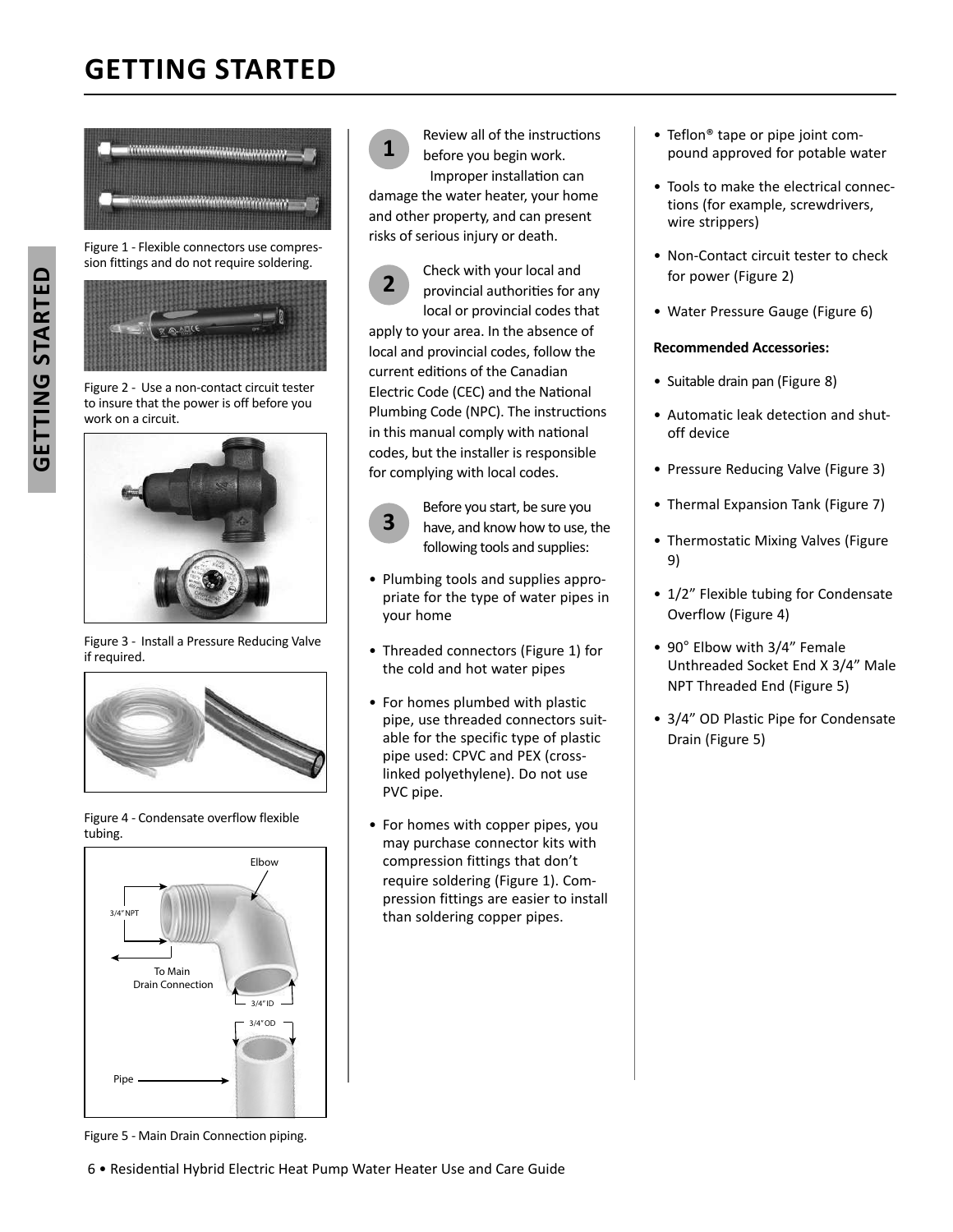# GETTING STARTED

Figure 1 - Flexible connectors use compression fittings and do not require soldering.

Figure 2 - Use a non-contact circuit tester to insure that the power is off before you work on a circuit.

Figure 3 - Install a Pressure Reducing Valve if required.

Figure 4 - Condensate overflow flexible tubing.

Elbow

3/4" NPT

To Main Drain Connection

3/4" ID

3/4" OD

Pipe

Figure 5 - Main Drain Connection piping.

**1** Review all of the instructions before you begin work. Improper installation can damage the water heater, your home and other property, and can present risks of serious injury or death.

**2** Check with your local and provincial authorities for any local or provincial codes that apply to your area. In the absence of local and provincial codes, follow the current editions of the Canadian Electric Code (CEC) and the National Plumbing Code (NPC). The instructions in this manual comply with national codes, but the installer is responsible for complying with local codes.

**3** Before you start, be sure you have, and know how to use, the following tools and supplies:

- Plumbing tools and supplies appropriate for the type of water pipes in your home
- Threaded connectors (Figure 1) for the cold and hot water pipes
- For homes plumbed with plastic pipe, use threaded connectors suitable for the specific type of plastic pipe used: CPVC and PEX (cross-linked polyethylene). Do not use PVC pipe.
- For homes with copper pipes, you may purchase connector kits with compression fittings that don't require soldering (Figure 1). Compression fittings are easier to install than soldering copper pipes.
- Teflon® tape or pipe joint compound approved for potable water
- Tools to make the electrical connections (for example, screwdrivers, wire strippers)
- Non-Contact circuit tester to check for power (Figure 2)
- Water Pressure Gauge (Figure 6)

**Recommended Accessories:**

- Suitable drain pan (Figure 8)
- Automatic leak detection and shut-off device
- Pressure Reducing Valve (Figure 3)
- Thermal Expansion Tank (Figure 7)
- Thermostatic Mixing Valves (Figure 9)
- 1/2" Flexible tubing for Condensate Overflow (Figure 4)
- 90° Elbow with 3/4" Female Unthreaded Socket End X 3/4" Male NPT Threaded End (Figure 5)
- 3/4" OD Plastic Pipe for Condensate Drain (Figure 5)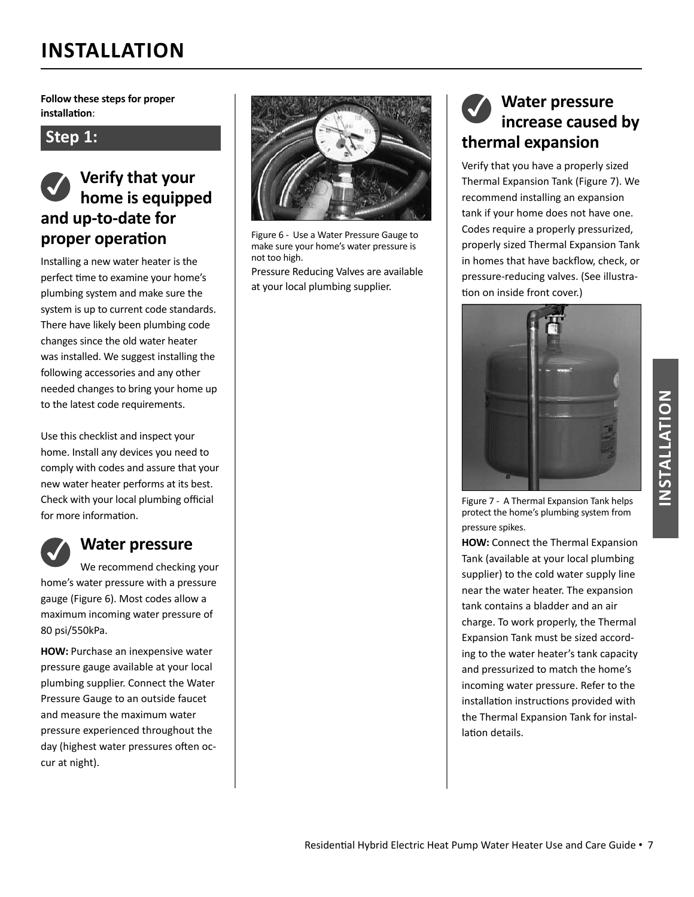# INSTALLATION

**Follow these steps for proper installation**:

## Step 1:

### Verify that your home is equipped and up-to-date for proper operation

Installing a new water heater is the perfect time to examine your home's plumbing system and make sure the system is up to current code standards. There have likely been plumbing code changes since the old water heater was installed. We suggest installing the following accessories and any other needed changes to bring your home up to the latest code requirements.

Use this checklist and inspect your home. Install any devices you need to comply with codes and assure that your new water heater performs at its best. Check with your local plumbing official for more information.

### Water pressure

We recommend checking your home's water pressure with a pressure gauge (Figure 6). Most codes allow a maximum incoming water pressure of 80 psi/550kPa.

**HOW:** Purchase an inexpensive water pressure gauge available at your local plumbing supplier. Connect the Water Pressure Gauge to an outside faucet and measure the maximum water pressure experienced throughout the day (highest water pressures often occur at night).

Figure 6 - Use a Water Pressure Gauge to make sure your home's water pressure is not too high.

Pressure Reducing Valves are available at your local plumbing supplier.

### Water pressure increase caused by thermal expansion

Verify that you have a properly sized Thermal Expansion Tank (Figure 7). We recommend installing an expansion tank if your home does not have one. Codes require a properly pressurized, properly sized Thermal Expansion Tank in homes that have backflow, check, or pressure-reducing valves. (See illustration on inside front cover.)

Figure 7 - A Thermal Expansion Tank helps protect the home's plumbing system from pressure spikes.

**HOW:** Connect the Thermal Expansion Tank (available at your local plumbing supplier) to the cold water supply line near the water heater. The expansion tank contains a bladder and an air charge. To work properly, the Thermal Expansion Tank must be sized according to the water heater's tank capacity and pressurized to match the home's incoming water pressure. Refer to the installation instructions provided with the Thermal Expansion Tank for installation details.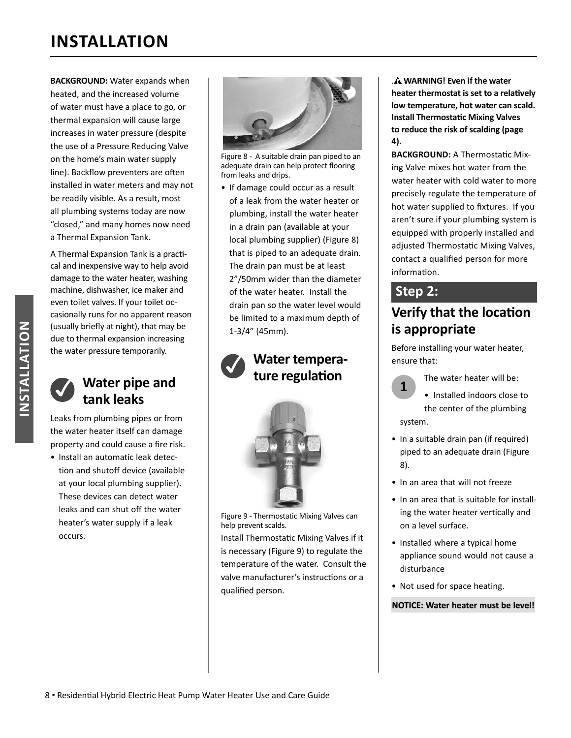# INSTALLATION

**BACKGROUND:** Water expands when heated, and the increased volume of water must have a place to go, or thermal expansion will cause large increases in water pressure (despite the use of a Pressure Reducing Valve on the home's main water supply line). Backflow preventers are often installed in water meters and may not be readily visible. As a result, most all plumbing systems today are now "closed," and many homes now need a Thermal Expansion Tank.

A Thermal Expansion Tank is a practical and inexpensive way to help avoid damage to the water heater, washing machine, dishwasher, ice maker and even toilet valves. If your toilet occasionally runs for no apparent reason (usually briefly at night), that may be due to thermal expansion increasing the water pressure temporarily.

## Water pipe and tank leaks

Leaks from plumbing pipes or from the water heater itself can damage property and could cause a fire risk.

- Install an automatic leak detection and shutoff device (available at your local plumbing supplier). These devices can detect water leaks and can shut off the water heater's water supply if a leak occurs.

Figure 8 - A suitable drain pan piped to an adequate drain can help protect flooring from leaks and drips.

- If damage could occur as a result of a leak from the water heater or plumbing, install the water heater in a drain pan (available at your local plumbing supplier) (Figure 8) that is piped to an adequate drain. The drain pan must be at least 2"/50mm wider than the diameter of the water heater. Install the drain pan so the water level would be limited to a maximum depth of 1-3/4" (45mm).

## Water temperature regulation

Figure 9 - Thermostatic Mixing Valves can help prevent scalds.

Install Thermostatic Mixing Valves if it is necessary (Figure 9) to regulate the temperature of the water. Consult the valve manufacturer's instructions or a qualified person.

**⚠ WARNING! Even if the water heater thermostat is set to a relatively low temperature, hot water can scald. Install Thermostatic Mixing Valves to reduce the risk of scalding (page 4).**

**BACKGROUND:** A Thermostatic Mixing Valve mixes hot water from the water heater with cold water to more precisely regulate the temperature of hot water supplied to fixtures. If you aren't sure if your plumbing system is equipped with properly installed and adjusted Thermostatic Mixing Valves, contact a qualified person for more information.

## Step 2:

## Verify that the location is appropriate

Before installing your water heater, ensure that:

**1** The water heater will be:

- Installed indoors close to the center of the plumbing system.
- In a suitable drain pan (if required) piped to an adequate drain (Figure 8).
- In an area that will not freeze
- In an area that is suitable for installing the water heater vertically and on a level surface.
- Installed where a typical home appliance sound would not cause a disturbance
- Not used for space heating.

**NOTICE: Water heater must be level!**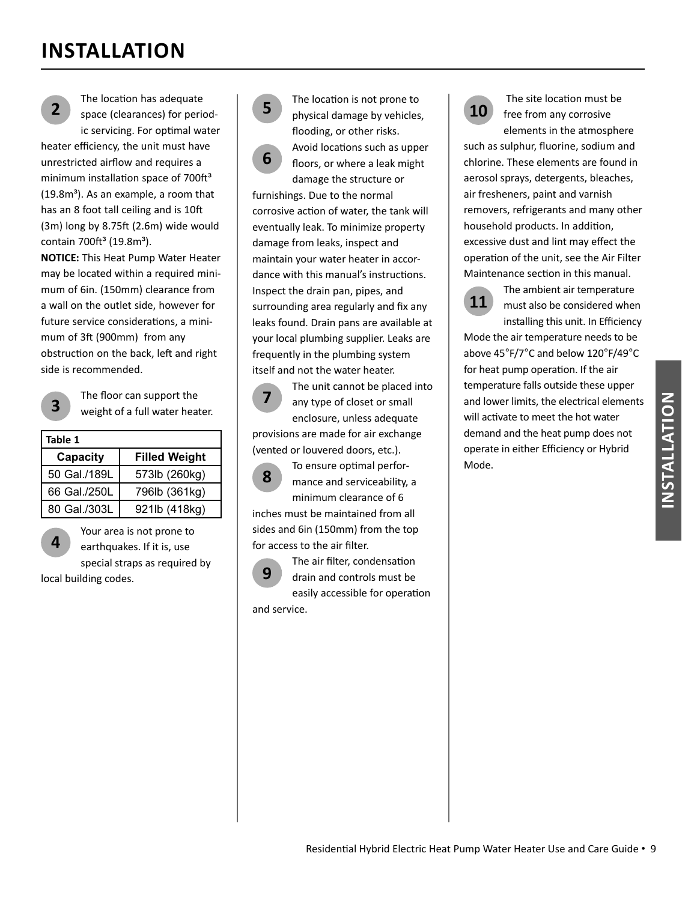# INSTALLATION

**2** The location has adequate space (clearances) for periodic servicing. For optimal water heater efficiency, the unit must have unrestricted airflow and requires a minimum installation space of 700ft³ (19.8m³). As an example, a room that has an 8 foot tall ceiling and is 10ft (3m) long by 8.75ft (2.6m) wide would contain 700ft³ (19.8m³).

**NOTICE:** This Heat Pump Water Heater may be located within a required minimum of 6in. (150mm) clearance from a wall on the outlet side, however for future service considerations, a minimum of 3ft (900mm) from any obstruction on the back, left and right side is recommended.

**3** The floor can support the weight of a full water heater.

**Table 1**

| Capacity | Filled Weight |
|---|---|
| 50 Gal./189L | 573lb (260kg) |
| 66 Gal./250L | 796lb (361kg) |
| 80 Gal./303L | 921lb (418kg) |

**4** Your area is not prone to earthquakes. If it is, use special straps as required by local building codes.

**5** The location is not prone to physical damage by vehicles, flooding, or other risks.

**6** Avoid locations such as upper floors, or where a leak might damage the structure or furnishings. Due to the normal corrosive action of water, the tank will eventually leak. To minimize property damage from leaks, inspect and maintain your water heater in accordance with this manual's instructions. Inspect the drain pan, pipes, and surrounding area regularly and fix any leaks found. Drain pans are available at your local plumbing supplier. Leaks are frequently in the plumbing system itself and not the water heater.

**7** The unit cannot be placed into any type of closet or small enclosure, unless adequate provisions are made for air exchange (vented or louvered doors, etc.).

**8** To ensure optimal performance and serviceability, a minimum clearance of 6 inches must be maintained from all sides and 6in (150mm) from the top for access to the air filter.

**9** The air filter, condensation drain and controls must be easily accessible for operation and service.

**10** The site location must be free from any corrosive elements in the atmosphere such as sulphur, fluorine, sodium and chlorine. These elements are found in aerosol sprays, detergents, bleaches, air fresheners, paint and varnish removers, refrigerants and many other household products. In addition, excessive dust and lint may effect the operation of the unit, see the Air Filter Maintenance section in this manual.

**11** The ambient air temperature must also be considered when installing this unit. In Efficiency Mode the air temperature needs to be above 45°F/7°C and below 120°F/49°C for heat pump operation. If the air temperature falls outside these upper and lower limits, the electrical elements will activate to meet the hot water demand and the heat pump does not operate in either Efficiency or Hybrid Mode.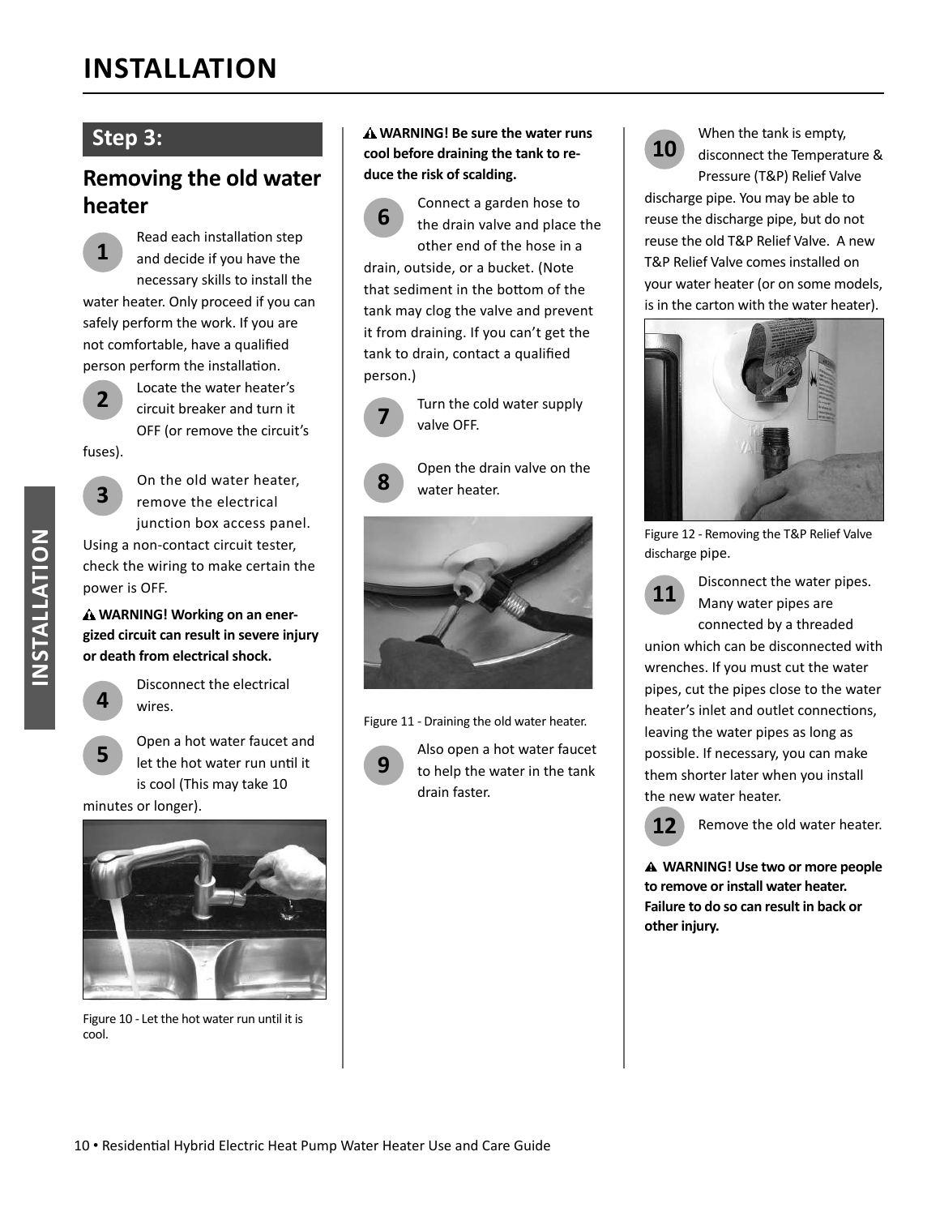# INSTALLATION

## Step 3:

## Removing the old water heater

1. Read each installation step and decide if you have the necessary skills to install the water heater. Only proceed if you can safely perform the work. If you are not comfortable, have a qualified person perform the installation.

2. Locate the water heater's circuit breaker and turn it OFF (or remove the circuit's fuses).

3. On the old water heater, remove the electrical junction box access panel. Using a non-contact circuit tester, check the wiring to make certain the power is OFF.

**⚠ WARNING! Working on an energized circuit can result in severe injury or death from electrical shock.**

4. Disconnect the electrical wires.

5. Open a hot water faucet and let the hot water run until it is cool (This may take 10 minutes or longer).

Figure 10 - Let the hot water run until it is cool.

**⚠ WARNING! Be sure the water runs cool before draining the tank to reduce the risk of scalding.**

6. Connect a garden hose to the drain valve and place the other end of the hose in a drain, outside, or a bucket. (Note that sediment in the bottom of the tank may clog the valve and prevent it from draining. If you can't get the tank to drain, contact a qualified person.)

7. Turn the cold water supply valve OFF.

8. Open the drain valve on the water heater.

Figure 11 - Draining the old water heater.

9. Also open a hot water faucet to help the water in the tank drain faster.

10. When the tank is empty, disconnect the Temperature & Pressure (T&P) Relief Valve discharge pipe. You may be able to reuse the discharge pipe, but do not reuse the old T&P Relief Valve. A new T&P Relief Valve comes installed on your water heater (or on some models, is in the carton with the water heater).

Figure 12 - Removing the T&P Relief Valve discharge pipe.

11. Disconnect the water pipes. Many water pipes are connected by a threaded union which can be disconnected with wrenches. If you must cut the water pipes, cut the pipes close to the water heater's inlet and outlet connections, leaving the water pipes as long as possible. If necessary, you can make them shorter later when you install the new water heater.

12. Remove the old water heater.

**⚠ WARNING! Use two or more people to remove or install water heater. Failure to do so can result in back or other injury.**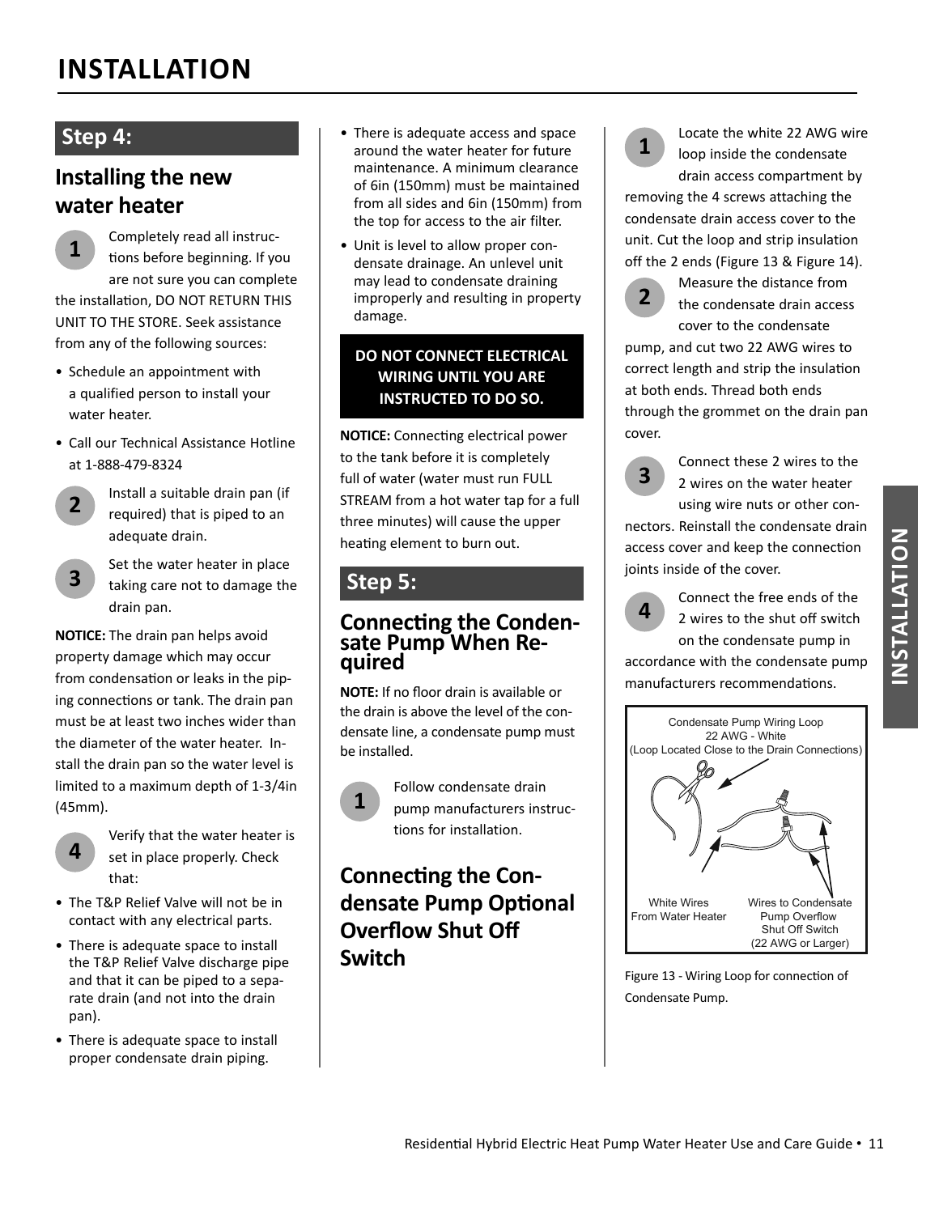# INSTALLATION

## Step 4:

### Installing the new water heater

**1** Completely read all instructions before beginning. If you are not sure you can complete the installation, DO NOT RETURN THIS UNIT TO THE STORE. Seek assistance from any of the following sources:

- Schedule an appointment with a qualified person to install your water heater.
- Call our Technical Assistance Hotline at 1-888-479-8324

**2** Install a suitable drain pan (if required) that is piped to an adequate drain.

**3** Set the water heater in place taking care not to damage the drain pan.

**NOTICE:** The drain pan helps avoid property damage which may occur from condensation or leaks in the piping connections or tank. The drain pan must be at least two inches wider than the diameter of the water heater. Install the drain pan so the water level is limited to a maximum depth of 1-3/4in (45mm).

**4** Verify that the water heater is set in place properly. Check that:

- The T&P Relief Valve will not be in contact with any electrical parts.
- There is adequate space to install the T&P Relief Valve discharge pipe and that it can be piped to a separate drain (and not into the drain pan).
- There is adequate space to install proper condensate drain piping.
- There is adequate access and space around the water heater for future maintenance. A minimum clearance of 6in (150mm) must be maintained from all sides and 6in (150mm) from the top for access to the air filter.
- Unit is level to allow proper condensate drainage. An unlevel unit may lead to condensate draining improperly and resulting in property damage.

**DO NOT CONNECT ELECTRICAL WIRING UNTIL YOU ARE INSTRUCTED TO DO SO.**

**NOTICE:** Connecting electrical power to the tank before it is completely full of water (water must run FULL STREAM from a hot water tap for a full three minutes) will cause the upper heating element to burn out.

## Step 5:

### Connecting the Condensate Pump When Required

**NOTE:** If no floor drain is available or the drain is above the level of the condensate line, a condensate pump must be installed.

**1** Follow condensate drain pump manufacturers instructions for installation.

### Connecting the Condensate Pump Optional Overflow Shut Off Switch

**1** Locate the white 22 AWG wire loop inside the condensate drain access compartment by removing the 4 screws attaching the condensate drain access cover to the unit. Cut the loop and strip insulation off the 2 ends (Figure 13 & Figure 14).

**2** Measure the distance from the condensate drain access cover to the condensate pump, and cut two 22 AWG wires to correct length and strip the insulation at both ends. Thread both ends through the grommet on the drain pan cover.

**3** Connect these 2 wires to the 2 wires on the water heater using wire nuts or other connectors. Reinstall the condensate drain access cover and keep the connection joints inside of the cover.

**4** Connect the free ends of the 2 wires to the shut off switch on the condensate pump in accordance with the condensate pump manufacturers recommendations.

Condensate Pump Wiring Loop
22 AWG - White
(Loop Located Close to the Drain Connections)

White Wires
From Water Heater

Wires to Condensate
Pump Overflow
Shut Off Switch
(22 AWG or Larger)

Figure 13 - Wiring Loop for connection of Condensate Pump.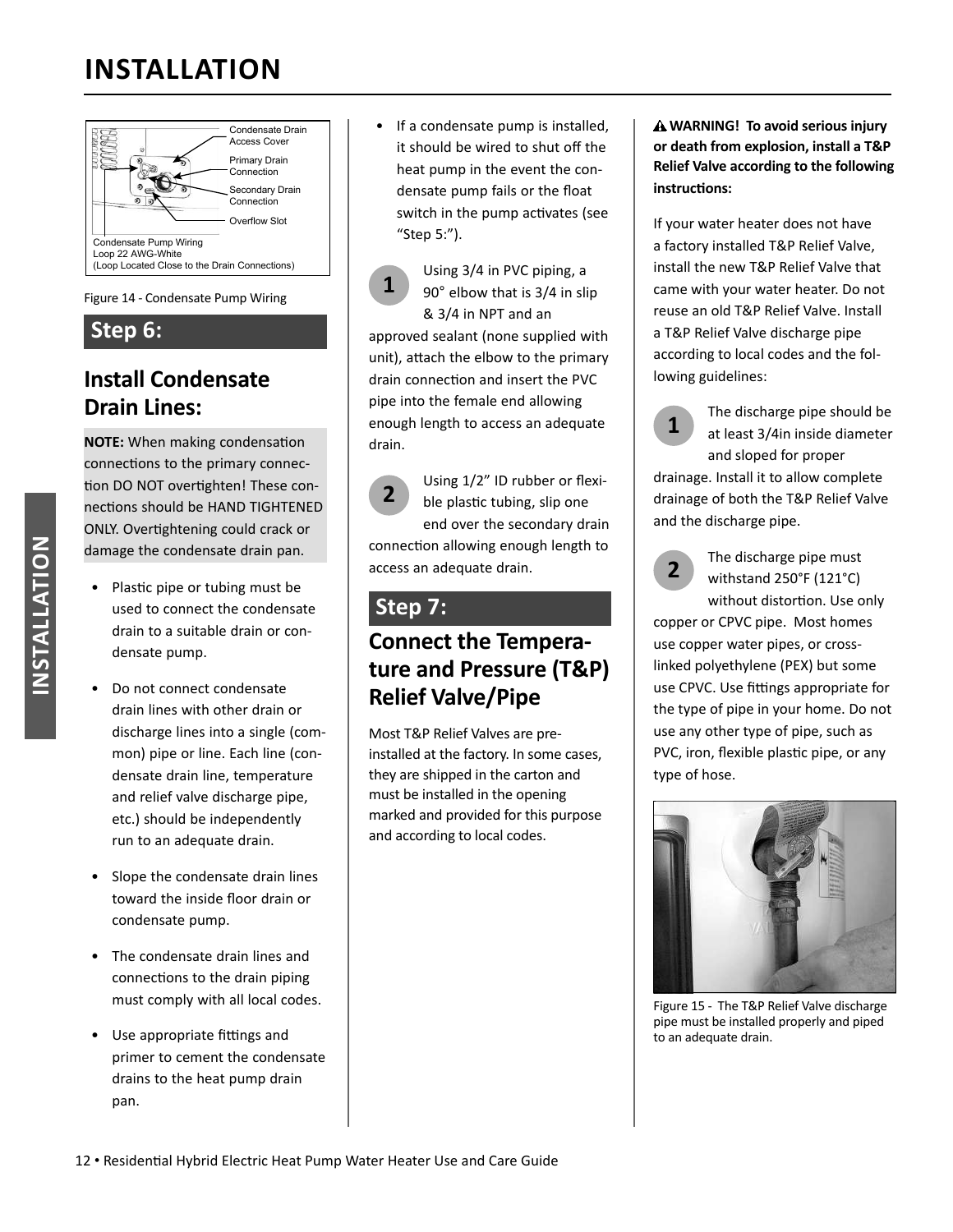# INSTALLATION

Condensate Drain Access Cover
Primary Drain Connection
Secondary Drain Connection
Overflow Slot
Condensate Pump Wiring
Loop 22 AWG-White
(Loop Located Close to the Drain Connections)

Figure 14 - Condensate Pump Wiring

## Step 6:

### Install Condensate Drain Lines:

**NOTE:** When making condensation connections to the primary connection DO NOT overtighten! These connections should be HAND TIGHTENED ONLY. Overtightening could crack or damage the condensate drain pan.

- Plastic pipe or tubing must be used to connect the condensate drain to a suitable drain or condensate pump.
- Do not connect condensate drain lines with other drain or discharge lines into a single (common) pipe or line. Each line (condensate drain line, temperature and relief valve discharge pipe, etc.) should be independently run to an adequate drain.
- Slope the condensate drain lines toward the inside floor drain or condensate pump.
- The condensate drain lines and connections to the drain piping must comply with all local codes.
- Use appropriate fittings and primer to cement the condensate drains to the heat pump drain pan.
- If a condensate pump is installed, it should be wired to shut off the heat pump in the event the condensate pump fails or the float switch in the pump activates (see "Step 5:").

1. Using 3/4 in PVC piping, a 90° elbow that is 3/4 in slip & 3/4 in NPT and an approved sealant (none supplied with unit), attach the elbow to the primary drain connection and insert the PVC pipe into the female end allowing enough length to access an adequate drain.

2. Using 1/2" ID rubber or flexible plastic tubing, slip one end over the secondary drain connection allowing enough length to access an adequate drain.

## Step 7:

### Connect the Temperature and Pressure (T&P) Relief Valve/Pipe

Most T&P Relief Valves are pre-installed at the factory. In some cases, they are shipped in the carton and must be installed in the opening marked and provided for this purpose and according to local codes.

**⚠ WARNING! To avoid serious injury or death from explosion, install a T&P Relief Valve according to the following instructions:**

If your water heater does not have a factory installed T&P Relief Valve, install the new T&P Relief Valve that came with your water heater. Do not reuse an old T&P Relief Valve. Install a T&P Relief Valve discharge pipe according to local codes and the following guidelines:

1. The discharge pipe should be at least 3/4in inside diameter and sloped for proper drainage. Install it to allow complete drainage of both the T&P Relief Valve and the discharge pipe.

2. The discharge pipe must withstand 250°F (121°C) without distortion. Use only copper or CPVC pipe. Most homes use copper water pipes, or cross-linked polyethylene (PEX) but some use CPVC. Use fittings appropriate for the type of pipe in your home. Do not use any other type of pipe, such as PVC, iron, flexible plastic pipe, or any type of hose.

Figure 15 - The T&P Relief Valve discharge pipe must be installed properly and piped to an adequate drain.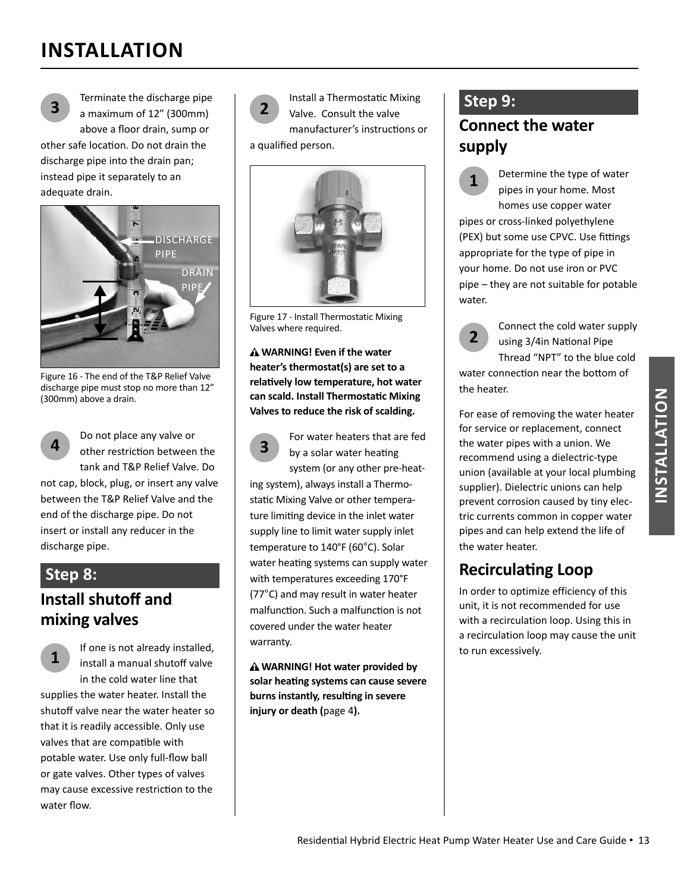# INSTALLATION

3. Terminate the discharge pipe a maximum of 12” (300mm) above a floor drain, sump or other safe location. Do not drain the discharge pipe into the drain pan; instead pipe it separately to an adequate drain.

DISCHARGE PIPE

DRAIN PIPE

Figure 16 - The end of the T&P Relief Valve discharge pipe must stop no more than 12” (300mm) above a drain.

4. Do not place any valve or other restriction between the tank and T&P Relief Valve. Do not cap, block, plug, or insert any valve between the T&P Relief Valve and the end of the discharge pipe. Do not insert or install any reducer in the discharge pipe.

## Step 8:

## Install shutoff and mixing valves

1. If one is not already installed, install a manual shutoff valve in the cold water line that supplies the water heater. Install the shutoff valve near the water heater so that it is readily accessible. Only use valves that are compatible with potable water. Use only full-flow ball or gate valves. Other types of valves may cause excessive restriction to the water flow.

2. Install a Thermostatic Mixing Valve. Consult the valve manufacturer’s instructions or a qualified person.

Figure 17 - Install Thermostatic Mixing Valves where required.

**⚠ WARNING! Even if the water heater’s thermostat(s) are set to a relatively low temperature, hot water can scald. Install Thermostatic Mixing Valves to reduce the risk of scalding.**

3. For water heaters that are fed by a solar water heating system (or any other pre-heating system), always install a Thermostatic Mixing Valve or other temperature limiting device in the inlet water supply line to limit water supply inlet temperature to 140°F (60°C). Solar water heating systems can supply water with temperatures exceeding 170°F (77°C) and may result in water heater malfunction. Such a malfunction is not covered under the water heater warranty.

**⚠ WARNING! Hot water provided by solar heating systems can cause severe burns instantly, resulting in severe injury or death (**page 4**).**

## Step 9:

## Connect the water supply

1. Determine the type of water pipes in your home. Most homes use copper water pipes or cross-linked polyethylene (PEX) but some use CPVC. Use fittings appropriate for the type of pipe in your home. Do not use iron or PVC pipe – they are not suitable for potable water.

2. Connect the cold water supply using 3/4in National Pipe Thread “NPT” to the blue cold water connection near the bottom of the heater.

For ease of removing the water heater for service or replacement, connect the water pipes with a union. We recommend using a dielectric-type union (available at your local plumbing supplier). Dielectric unions can help prevent corrosion caused by tiny electric currents common in copper water pipes and can help extend the life of the water heater.

## Recirculating Loop

In order to optimize efficiency of this unit, it is not recommended for use with a recirculation loop. Using this in a recirculation loop may cause the unit to run excessively.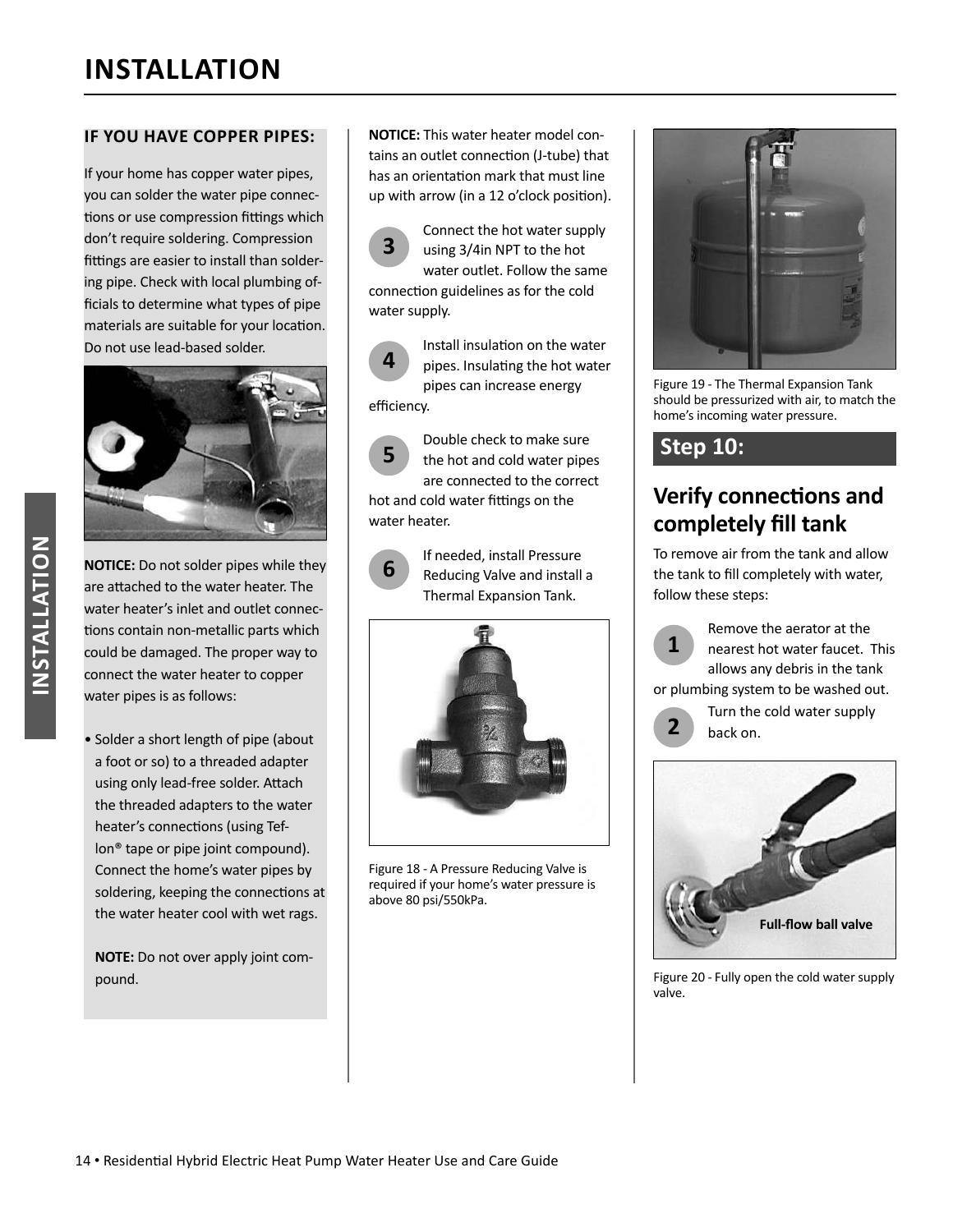# INSTALLATION

### IF YOU HAVE COPPER PIPES:

If your home has copper water pipes, you can solder the water pipe connections or use compression fittings which don't require soldering. Compression fittings are easier to install than soldering pipe. Check with local plumbing officials to determine what types of pipe materials are suitable for your location. Do not use lead-based solder.

**NOTICE:** Do not solder pipes while they are attached to the water heater. The water heater's inlet and outlet connections contain non-metallic parts which could be damaged. The proper way to connect the water heater to copper water pipes is as follows:

- Solder a short length of pipe (about a foot or so) to a threaded adapter using only lead-free solder. Attach the threaded adapters to the water heater's connections (using Teflon® tape or pipe joint compound). Connect the home's water pipes by soldering, keeping the connections at the water heater cool with wet rags.

**NOTE:** Do not over apply joint compound.

**NOTICE:** This water heater model contains an outlet connection (J-tube) that has an orientation mark that must line up with arrow (in a 12 o'clock position).

**3** Connect the hot water supply using 3/4in NPT to the hot water outlet. Follow the same connection guidelines as for the cold water supply.

**4** Install insulation on the water pipes. Insulating the hot water pipes can increase energy efficiency.

**5** Double check to make sure the hot and cold water pipes are connected to the correct hot and cold water fittings on the water heater.

**6** If needed, install Pressure Reducing Valve and install a Thermal Expansion Tank.

Figure 18 - A Pressure Reducing Valve is required if your home's water pressure is above 80 psi/550kPa.

Figure 19 - The Thermal Expansion Tank should be pressurized with air, to match the home's incoming water pressure.

## Step 10:

## Verify connections and completely fill tank

To remove air from the tank and allow the tank to fill completely with water, follow these steps:

**1** Remove the aerator at the nearest hot water faucet. This allows any debris in the tank or plumbing system to be washed out.

**2** Turn the cold water supply back on.

Full-flow ball valve

Figure 20 - Fully open the cold water supply valve.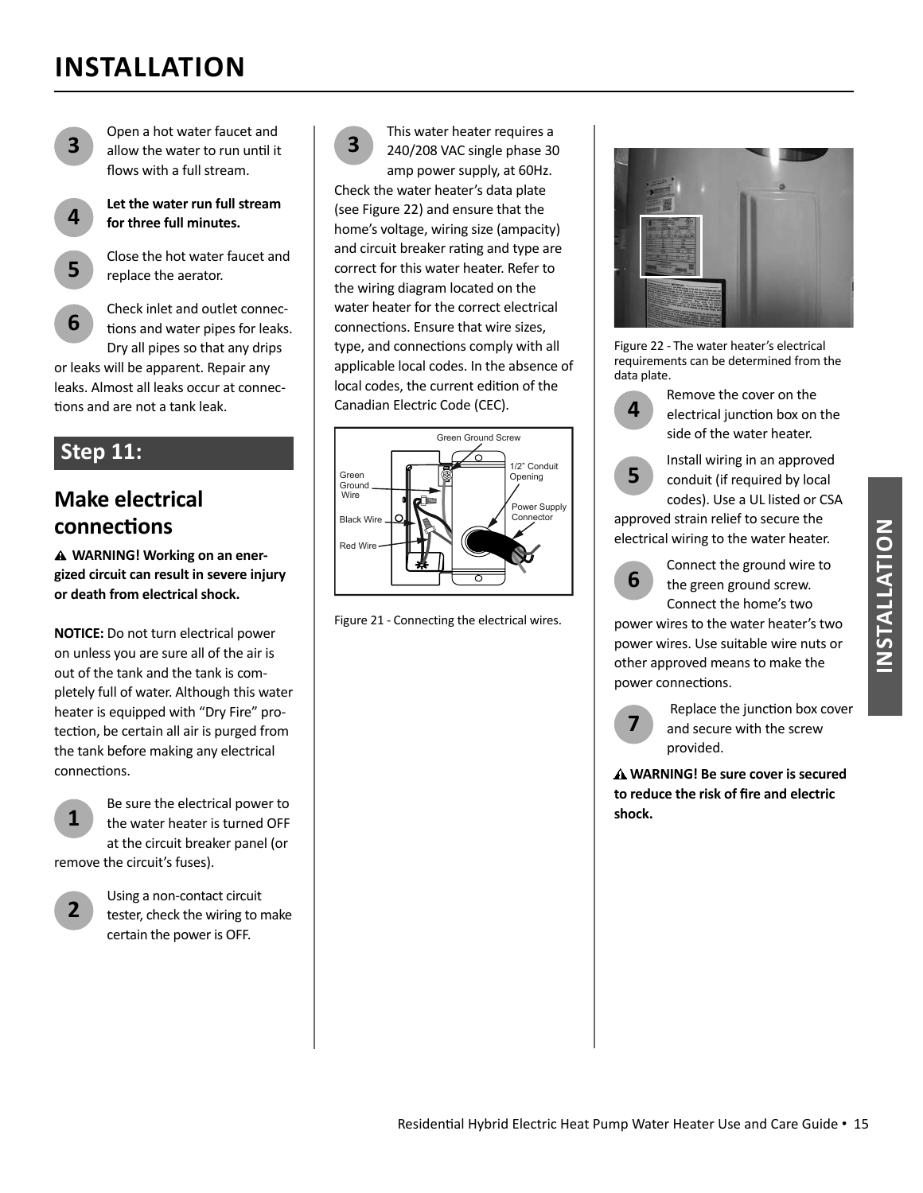# INSTALLATION

3. Open a hot water faucet and allow the water to run until it flows with a full stream.

4. **Let the water run full stream for three full minutes.**

5. Close the hot water faucet and replace the aerator.

6. Check inlet and outlet connections and water pipes for leaks. Dry all pipes so that any drips or leaks will be apparent. Repair any leaks. Almost all leaks occur at connections and are not a tank leak.

## Step 11:

### Make electrical connections

**⚠ WARNING! Working on an energized circuit can result in severe injury or death from electrical shock.**

**NOTICE:** Do not turn electrical power on unless you are sure all of the air is out of the tank and the tank is completely full of water. Although this water heater is equipped with "Dry Fire" protection, be certain all air is purged from the tank before making any electrical connections.

1. Be sure the electrical power to the water heater is turned OFF at the circuit breaker panel (or remove the circuit's fuses).

2. Using a non-contact circuit tester, check the wiring to make certain the power is OFF.

3. This water heater requires a 240/208 VAC single phase 30 amp power supply, at 60Hz. Check the water heater's data plate (see Figure 22) and ensure that the home's voltage, wiring size (ampacity) and circuit breaker rating and type are correct for this water heater. Refer to the wiring diagram located on the water heater for the correct electrical connections. Ensure that wire sizes, type, and connections comply with all applicable local codes. In the absence of local codes, the current edition of the Canadian Electric Code (CEC).

Green Ground Screw
Green Ground Wire
Black Wire
Red Wire
1/2" Conduit Opening
Power Supply Connector

Figure 21 - Connecting the electrical wires.

Figure 22 - The water heater's electrical requirements can be determined from the data plate.

4. Remove the cover on the electrical junction box on the side of the water heater.

5. Install wiring in an approved conduit (if required by local codes). Use a UL listed or CSA approved strain relief to secure the electrical wiring to the water heater.

6. Connect the ground wire to the green ground screw. Connect the home's two power wires to the water heater's two power wires. Use suitable wire nuts or other approved means to make the power connections.

7. Replace the junction box cover and secure with the screw provided.

**⚠ WARNING! Be sure cover is secured to reduce the risk of fire and electric shock.**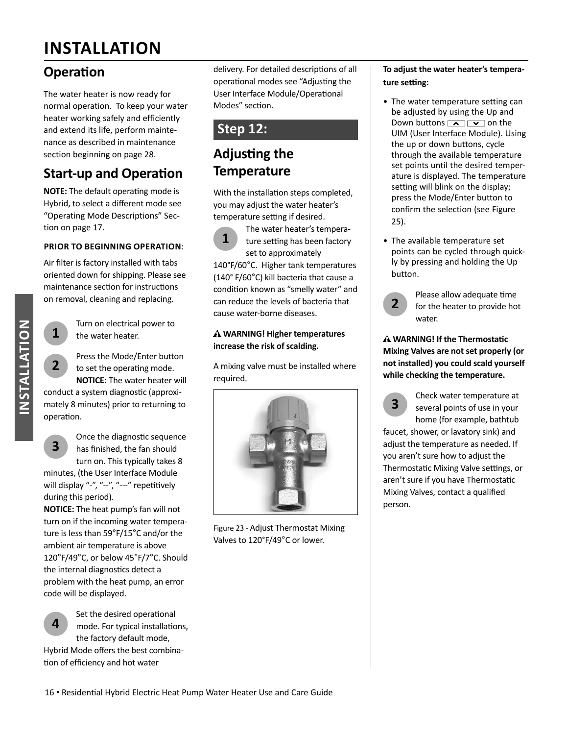# INSTALLATION

## Operation

The water heater is now ready for normal operation. To keep your water heater working safely and efficiently and extend its life, perform maintenance as described in maintenance section beginning on page 28.

## Start-up and Operation

**NOTE:** The default operating mode is Hybrid, to select a different mode see "Operating Mode Descriptions" Section on page 17.

**PRIOR TO BEGINNING OPERATION**:

Air filter is factory installed with tabs oriented down for shipping. Please see maintenance section for instructions on removal, cleaning and replacing.

1. Turn on electrical power to the water heater.

2. Press the Mode/Enter button to set the operating mode. **NOTICE:** The water heater will conduct a system diagnostic (approximately 8 minutes) prior to returning to operation.

3. Once the diagnostic sequence has finished, the fan should turn on. This typically takes 8 minutes, (the User Interface Module will display "-", "--", "---" repetitively during this period).
**NOTICE:** The heat pump's fan will not turn on if the incoming water temperature is less than 59°F/15°C and/or the ambient air temperature is above 120°F/49°C, or below 45°F/7°C. Should the internal diagnostics detect a problem with the heat pump, an error code will be displayed.

4. Set the desired operational mode. For typical installations, the factory default mode, Hybrid Mode offers the best combination of efficiency and hot water delivery. For detailed descriptions of all operational modes see "Adjusting the User Interface Module/Operational Modes" section.

## Step 12:

## Adjusting the Temperature

With the installation steps completed, you may adjust the water heater's temperature setting if desired.

1. The water heater's temperature setting has been factory set to approximately 140°F/60°C. Higher tank temperatures (140° F/60°C) kill bacteria that cause a condition known as "smelly water" and can reduce the levels of bacteria that cause water-borne diseases.

**⚠ WARNING! Higher temperatures increase the risk of scalding.**

A mixing valve must be installed where required.

Figure 23 - Adjust Thermostat Mixing Valves to 120°F/49°C or lower.

**To adjust the water heater's temperature setting:**

- The water temperature setting can be adjusted by using the Up and Down buttons on the UIM (User Interface Module). Using the up or down buttons, cycle through the available temperature set points until the desired temperature is displayed. The temperature setting will blink on the display; press the Mode/Enter button to confirm the selection (see Figure 25).
- The available temperature set points can be cycled through quickly by pressing and holding the Up button.

2. Please allow adequate time for the heater to provide hot water.

**⚠ WARNING! If the Thermostatic Mixing Valves are not set properly (or not installed) you could scald yourself while checking the temperature.**

3. Check water temperature at several points of use in your home (for example, bathtub faucet, shower, or lavatory sink) and adjust the temperature as needed. If you aren't sure how to adjust the Thermostatic Mixing Valve settings, or aren't sure if you have Thermostatic Mixing Valves, contact a qualified person.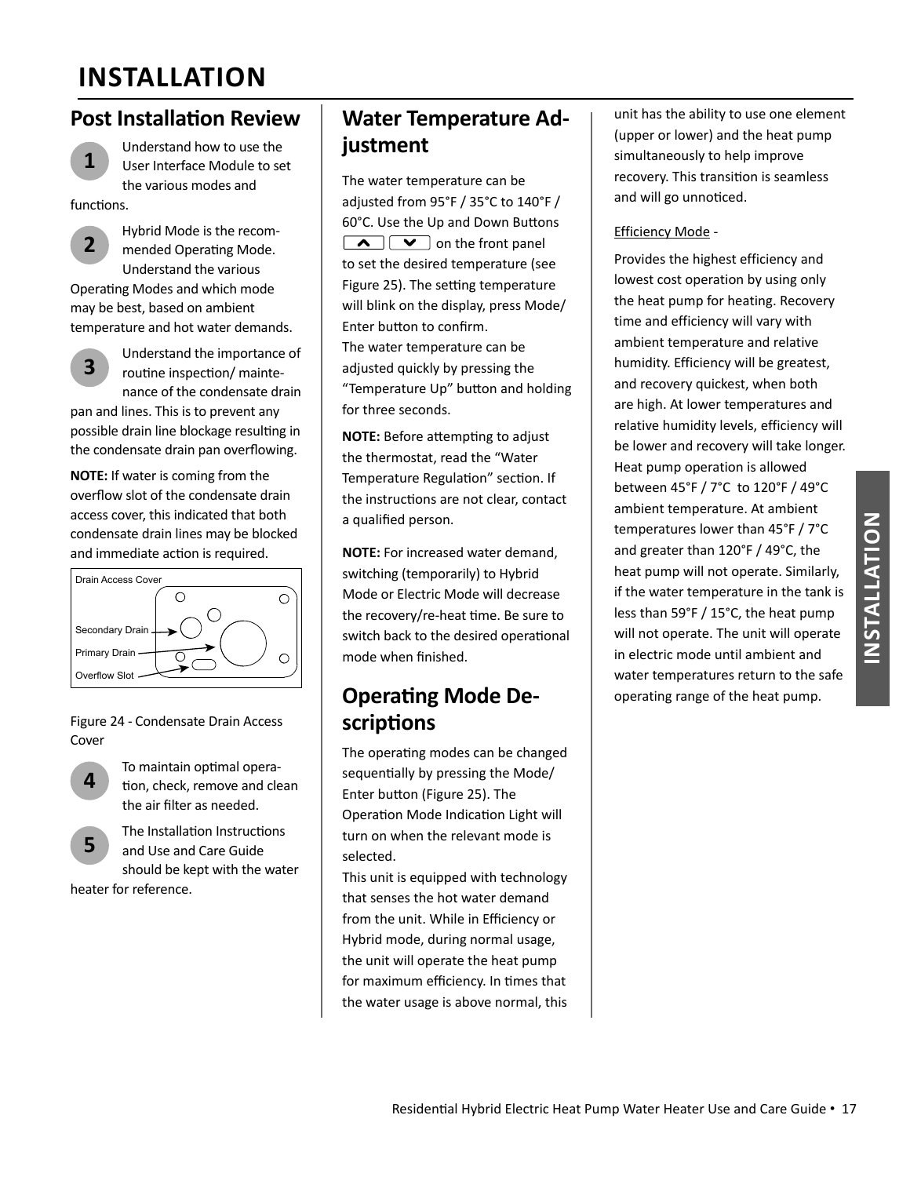# INSTALLATION

## Post Installation Review

1. Understand how to use the User Interface Module to set the various modes and functions.

2. Hybrid Mode is the recommended Operating Mode. Understand the various Operating Modes and which mode may be best, based on ambient temperature and hot water demands.

3. Understand the importance of routine inspection/ maintenance of the condensate drain pan and lines. This is to prevent any possible drain line blockage resulting in the condensate drain pan overflowing.

**NOTE:** If water is coming from the overflow slot of the condensate drain access cover, this indicated that both condensate drain lines may be blocked and immediate action is required.

Drain Access Cover
Secondary Drain
Primary Drain
Overflow Slot

Figure 24 - Condensate Drain Access Cover

4. To maintain optimal operation, check, remove and clean the air filter as needed.

5. The Installation Instructions and Use and Care Guide should be kept with the water heater for reference.

## Water Temperature Adjustment

The water temperature can be adjusted from 95°F / 35°C to 140°F / 60°C. Use the Up and Down Buttons on the front panel to set the desired temperature (see Figure 25). The setting temperature will blink on the display, press Mode/ Enter button to confirm.
The water temperature can be adjusted quickly by pressing the "Temperature Up" button and holding for three seconds.

**NOTE:** Before attempting to adjust the thermostat, read the "Water Temperature Regulation" section. If the instructions are not clear, contact a qualified person.

**NOTE:** For increased water demand, switching (temporarily) to Hybrid Mode or Electric Mode will decrease the recovery/re-heat time. Be sure to switch back to the desired operational mode when finished.

## Operating Mode Descriptions

The operating modes can be changed sequentially by pressing the Mode/ Enter button (Figure 25). The Operation Mode Indication Light will turn on when the relevant mode is selected.
This unit is equipped with technology that senses the hot water demand from the unit. While in Efficiency or Hybrid mode, during normal usage, the unit will operate the heat pump for maximum efficiency. In times that the water usage is above normal, this unit has the ability to use one element (upper or lower) and the heat pump simultaneously to help improve recovery. This transition is seamless and will go unnoticed.

Efficiency Mode -

Provides the highest efficiency and lowest cost operation by using only the heat pump for heating. Recovery time and efficiency will vary with ambient temperature and relative humidity. Efficiency will be greatest, and recovery quickest, when both are high. At lower temperatures and relative humidity levels, efficiency will be lower and recovery will take longer. Heat pump operation is allowed between 45°F / 7°C to 120°F / 49°C ambient temperature. At ambient temperatures lower than 45°F / 7°C and greater than 120°F / 49°C, the heat pump will not operate. Similarly, if the water temperature in the tank is less than 59°F / 15°C, the heat pump will not operate. The unit will operate in electric mode until ambient and water temperatures return to the safe operating range of the heat pump.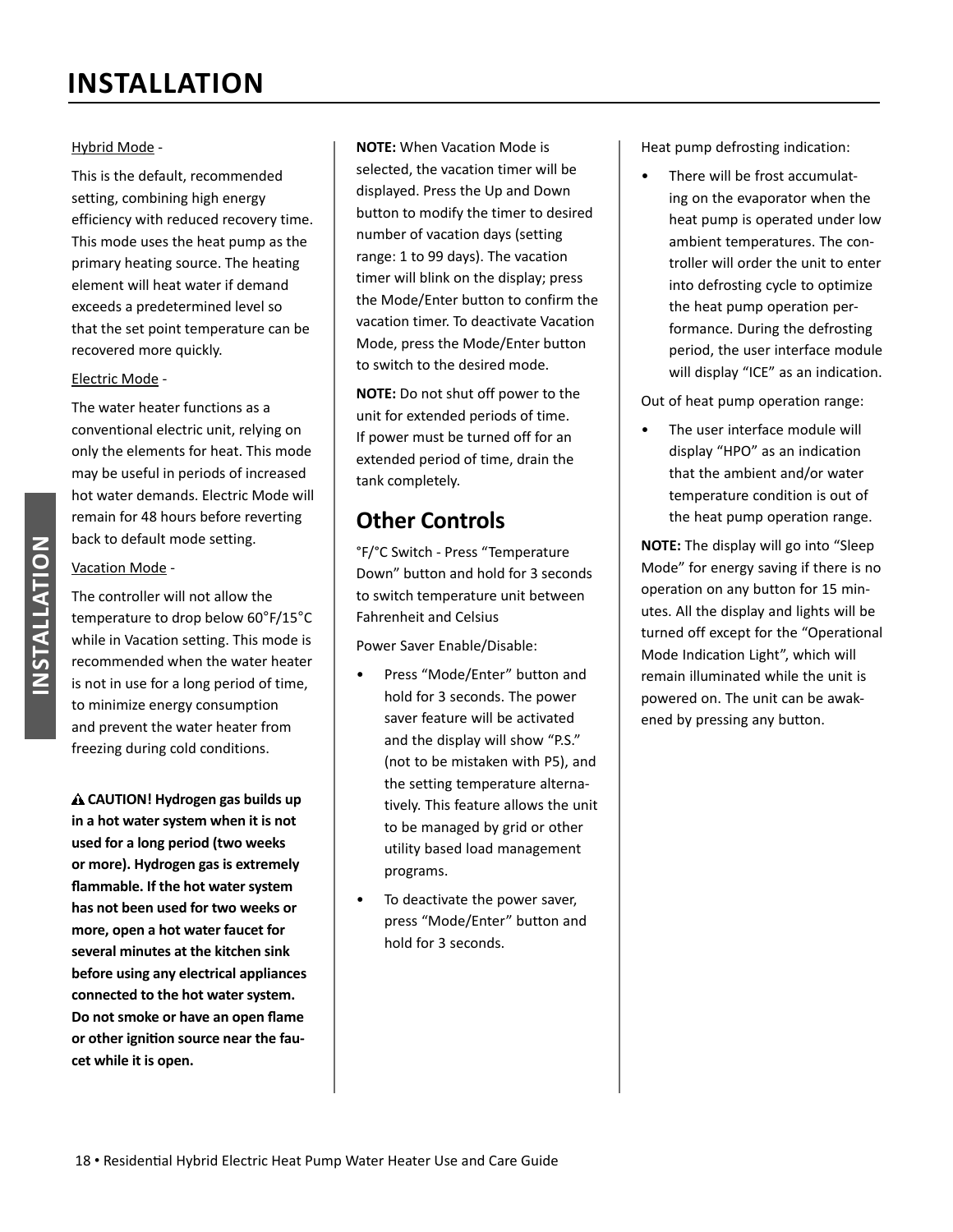# INSTALLATION

Hybrid Mode -

This is the default, recommended setting, combining high energy efficiency with reduced recovery time. This mode uses the heat pump as the primary heating source. The heating element will heat water if demand exceeds a predetermined level so that the set point temperature can be recovered more quickly.

Electric Mode -

The water heater functions as a conventional electric unit, relying on only the elements for heat. This mode may be useful in periods of increased hot water demands. Electric Mode will remain for 48 hours before reverting back to default mode setting.

Vacation Mode -

The controller will not allow the temperature to drop below 60°F/15°C while in Vacation setting. This mode is recommended when the water heater is not in use for a long period of time, to minimize energy consumption and prevent the water heater from freezing during cold conditions.

**⚠ CAUTION! Hydrogen gas builds up in a hot water system when it is not used for a long period (two weeks or more). Hydrogen gas is extremely flammable. If the hot water system has not been used for two weeks or more, open a hot water faucet for several minutes at the kitchen sink before using any electrical appliances connected to the hot water system. Do not smoke or have an open flame or other ignition source near the faucet while it is open.**

**NOTE:** When Vacation Mode is selected, the vacation timer will be displayed. Press the Up and Down button to modify the timer to desired number of vacation days (setting range: 1 to 99 days). The vacation timer will blink on the display; press the Mode/Enter button to confirm the vacation timer. To deactivate Vacation Mode, press the Mode/Enter button to switch to the desired mode.

**NOTE:** Do not shut off power to the unit for extended periods of time. If power must be turned off for an extended period of time, drain the tank completely.

## Other Controls

°F/°C Switch - Press "Temperature Down" button and hold for 3 seconds to switch temperature unit between Fahrenheit and Celsius

Power Saver Enable/Disable:

- Press "Mode/Enter" button and hold for 3 seconds. The power saver feature will be activated and the display will show "P.S." (not to be mistaken with P5), and the setting temperature alternatively. This feature allows the unit to be managed by grid or other utility based load management programs.
- To deactivate the power saver, press "Mode/Enter" button and hold for 3 seconds.

Heat pump defrosting indication:

- There will be frost accumulating on the evaporator when the heat pump is operated under low ambient temperatures. The controller will order the unit to enter into defrosting cycle to optimize the heat pump operation performance. During the defrosting period, the user interface module will display "ICE" as an indication.

Out of heat pump operation range:

- The user interface module will display "HPO" as an indication that the ambient and/or water temperature condition is out of the heat pump operation range.

**NOTE:** The display will go into "Sleep Mode" for energy saving if there is no operation on any button for 15 minutes. All the display and lights will be turned off except for the "Operational Mode Indication Light", which will remain illuminated while the unit is powered on. The unit can be awakened by pressing any button.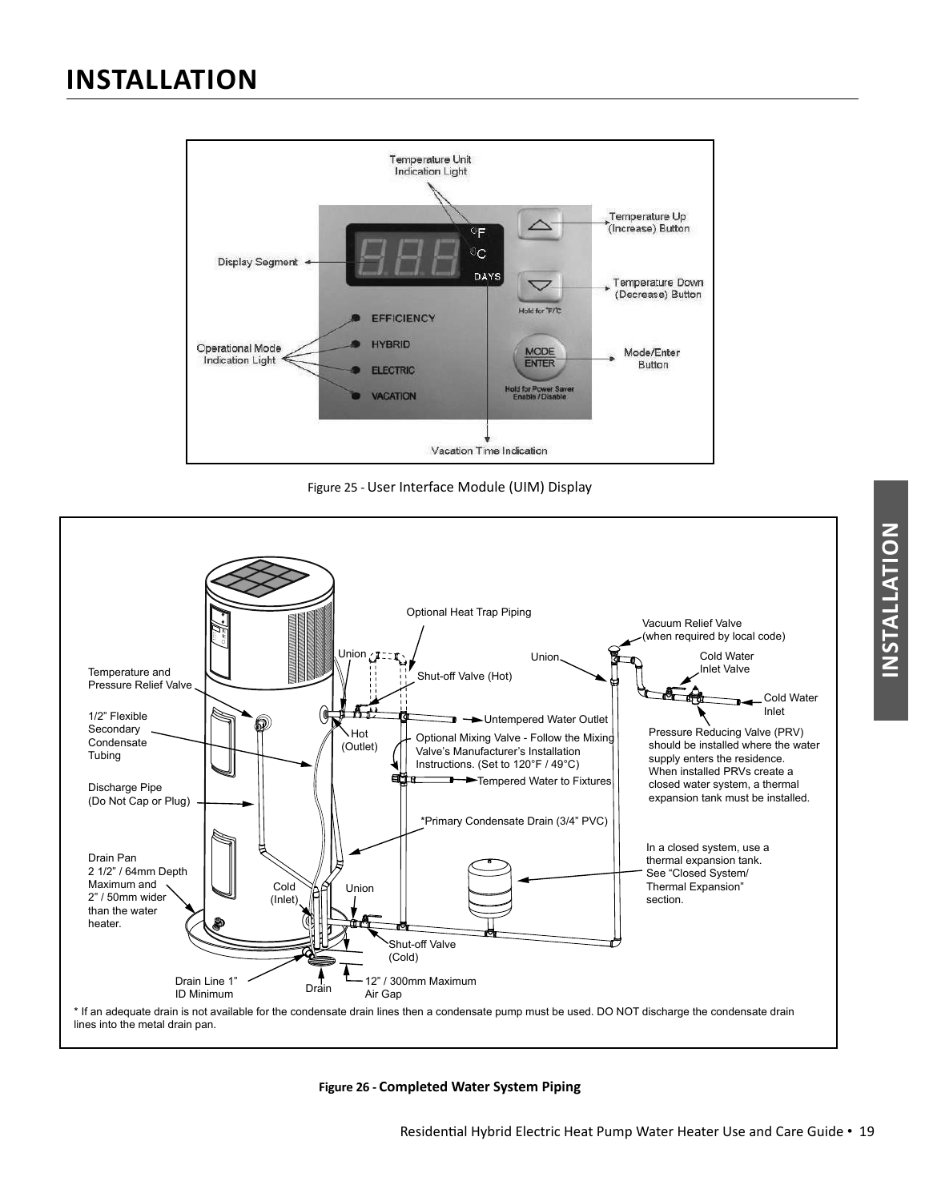# INSTALLATION

Temperature Unit Indication Light

°F

°C

DAYS

Temperature Up (Increase) Button

Display Segment

Temperature Down (Decrease) Button

Hold for °F/°C

EFFICIENCY

HYBRID

ELECTRIC

VACATION

Operational Mode Indication Light

MODE ENTER

Mode/Enter Button

Hold for Power Saver Enable / Disable

Vacation Time Indication

Figure 25 - User Interface Module (UIM) Display

Optional Heat Trap Piping

Vacuum Relief Valve (when required by local code)

Union

Union

Cold Water Inlet Valve

Temperature and Pressure Relief Valve

Shut-off Valve (Hot)

Cold Water Inlet

Untempered Water Outlet

1/2" Flexible Secondary Condensate Tubing

Hot (Outlet)

Optional Mixing Valve - Follow the Mixing Valve's Manufacturer's Installation Instructions. (Set to 120°F / 49°C)

Pressure Reducing Valve (PRV) should be installed where the water supply enters the residence. When installed PRVs create a closed water system, a thermal expansion tank must be installed.

Discharge Pipe (Do Not Cap or Plug)

Tempered Water to Fixtures

*Primary Condensate Drain (3/4" PVC)

Drain Pan 2 1/2" / 64mm Depth Maximum and 2" / 50mm wider than the water heater.

In a closed system, use a thermal expansion tank. See "Closed System/ Thermal Expansion" section.

Cold (Inlet)

Union

Shut-off Valve (Cold)

Drain Line 1" ID Minimum

Drain

12" / 300mm Maximum Air Gap

* If an adequate drain is not available for the condensate drain lines then a condensate pump must be used. DO NOT discharge the condensate drain lines into the metal drain pan.

**Figure 26 - Completed Water System Piping**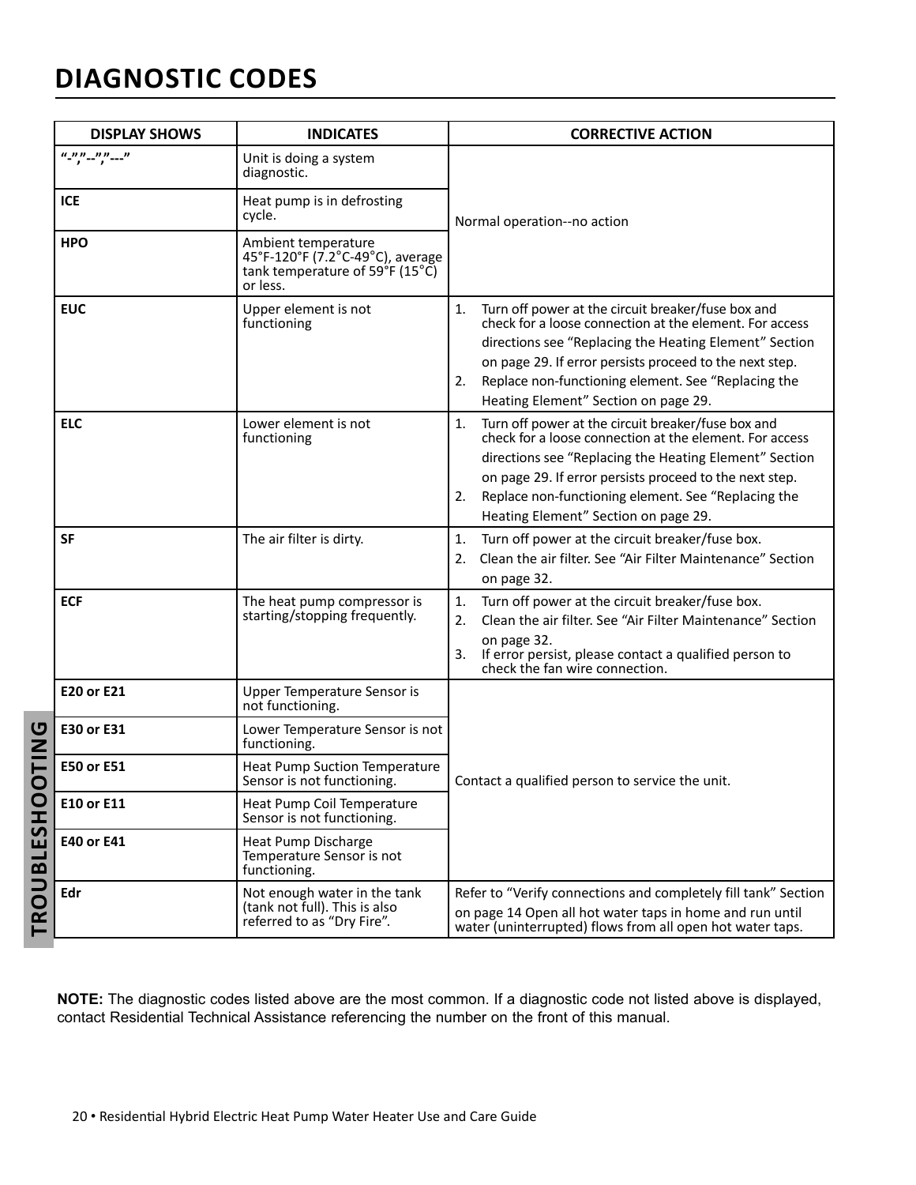# DIAGNOSTIC CODES

| DISPLAY SHOWS | INDICATES | CORRECTIVE ACTION |
|---|---|---|
| "-","--","---" | Unit is doing a system diagnostic. | Normal operation--no action |
| ICE | Heat pump is in defrosting cycle. | Normal operation--no action |
| HPO | Ambient temperature 45°F-120°F (7.2°C-49°C), average tank temperature of 59°F (15°C) or less. | Normal operation--no action |
| EUC | Upper element is not functioning | 1. Turn off power at the circuit breaker/fuse box and check for a loose connection at the element. For access directions see "Replacing the Heating Element" Section on page 29. If error persists proceed to the next step.<br>2. Replace non-functioning element. See "Replacing the Heating Element" Section on page 29. |
| ELC | Lower element is not functioning | 1. Turn off power at the circuit breaker/fuse box and check for a loose connection at the element. For access directions see "Replacing the Heating Element" Section on page 29. If error persists proceed to the next step.<br>2. Replace non-functioning element. See "Replacing the Heating Element" Section on page 29. |
| SF | The air filter is dirty. | 1. Turn off power at the circuit breaker/fuse box.<br>2. Clean the air filter. See "Air Filter Maintenance" Section on page 32. |
| ECF | The heat pump compressor is starting/stopping frequently. | 1. Turn off power at the circuit breaker/fuse box.<br>2. Clean the air filter. See "Air Filter Maintenance" Section on page 32.<br>3. If error persist, please contact a qualified person to check the fan wire connection. |
| E20 or E21 | Upper Temperature Sensor is not functioning. | Contact a qualified person to service the unit. |
| E30 or E31 | Lower Temperature Sensor is not functioning. | Contact a qualified person to service the unit. |
| E50 or E51 | Heat Pump Suction Temperature Sensor is not functioning. | Contact a qualified person to service the unit. |
| E10 or E11 | Heat Pump Coil Temperature Sensor is not functioning. | Contact a qualified person to service the unit. |
| E40 or E41 | Heat Pump Discharge Temperature Sensor is not functioning. | Contact a qualified person to service the unit. |
| Edr | Not enough water in the tank (tank not full). This is also referred to as "Dry Fire". | Refer to "Verify connections and completely fill tank" Section on page 14 Open all hot water taps in home and run until water (uninterrupted) flows from all open hot water taps. |

**NOTE:** The diagnostic codes listed above are the most common. If a diagnostic code not listed above is displayed, contact Residential Technical Assistance referencing the number on the front of this manual.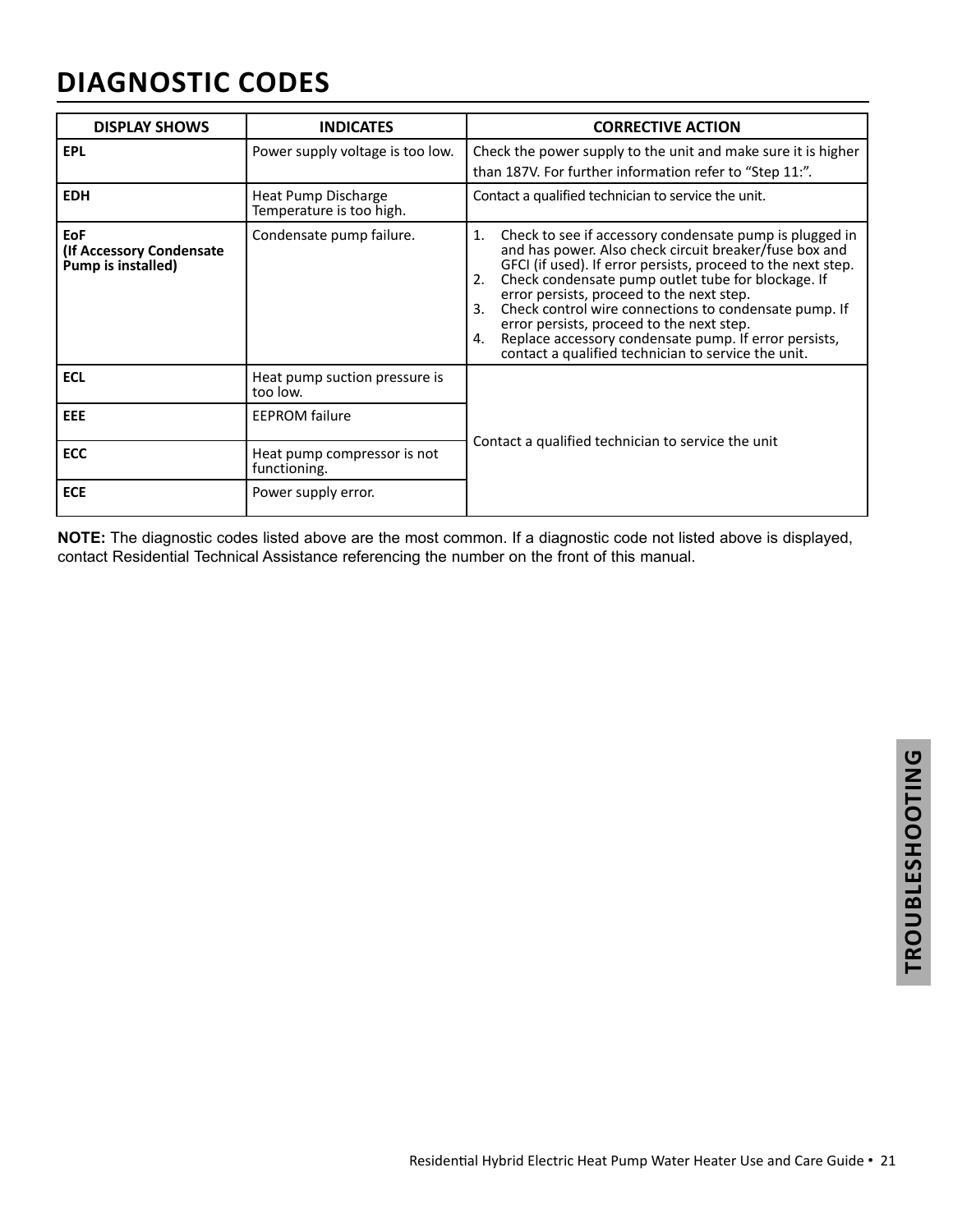# DIAGNOSTIC CODES

| DISPLAY SHOWS | INDICATES | CORRECTIVE ACTION |
|---|---|---|
| **EPL** | Power supply voltage is too low. | Check the power supply to the unit and make sure it is higher than 187V. For further information refer to "Step 11:". |
| **EDH** | Heat Pump Discharge Temperature is too high. | Contact a qualified technician to service the unit. |
| **EoF (If Accessory Condensate Pump is installed)** | Condensate pump failure. | 1. Check to see if accessory condensate pump is plugged in and has power. Also check circuit breaker/fuse box and GFCI (if used). If error persists, proceed to the next step. 2. Check condensate pump outlet tube for blockage. If error persists, proceed to the next step. 3. Check control wire connections to condensate pump. If error persists, proceed to the next step. 4. Replace accessory condensate pump. If error persists, contact a qualified technician to service the unit. |
| **ECL** | Heat pump suction pressure is too low. | Contact a qualified technician to service the unit |
| **EEE** | EEPROM failure | |
| **ECC** | Heat pump compressor is not functioning. | |
| **ECE** | Power supply error. | |

**NOTE:** The diagnostic codes listed above are the most common. If a diagnostic code not listed above is displayed, contact Residential Technical Assistance referencing the number on the front of this manual.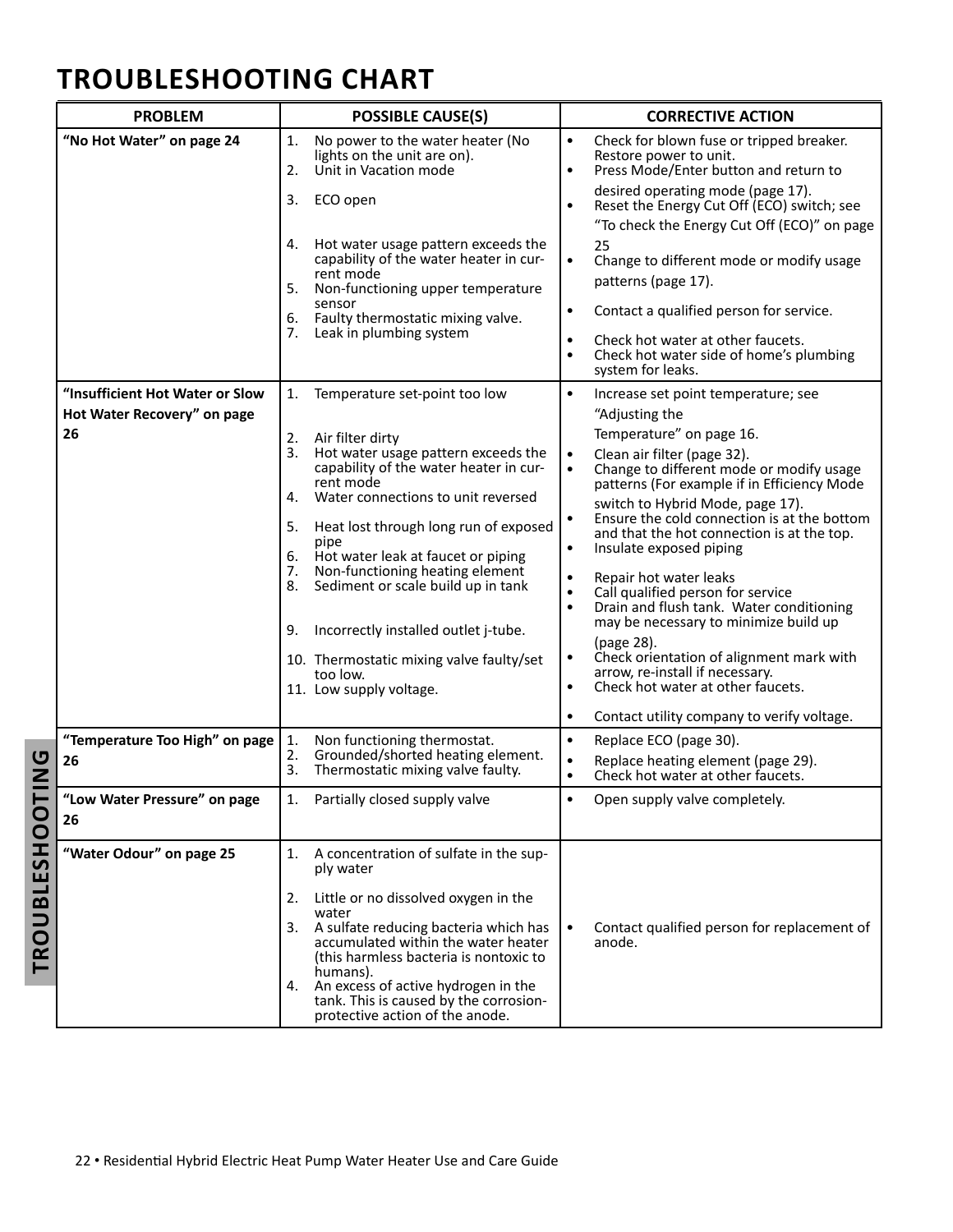# TROUBLESHOOTING CHART

| PROBLEM | POSSIBLE CAUSE(S) | CORRECTIVE ACTION |
|---|---|---|
| **"No Hot Water" on page 24** | 1. No power to the water heater (No lights on the unit are on).<br>2. Unit in Vacation mode<br>3. ECO open<br>4. Hot water usage pattern exceeds the capability of the water heater in current mode<br>5. Non-functioning upper temperature sensor<br>6. Faulty thermostatic mixing valve.<br>7. Leak in plumbing system | • Check for blown fuse or tripped breaker. Restore power to unit.<br>• Press Mode/Enter button and return to desired operating mode (page 17).<br>• Reset the Energy Cut Off (ECO) switch; see "To check the Energy Cut Off (ECO)" on page 25<br>• Change to different mode or modify usage patterns (page 17).<br>• Contact a qualified person for service.<br>• Check hot water at other faucets.<br>• Check hot water side of home's plumbing system for leaks. |
| **"Insufficient Hot Water or Slow Hot Water Recovery" on page 26** | 1. Temperature set-point too low<br>2. Air filter dirty<br>3. Hot water usage pattern exceeds the capability of the water heater in current mode<br>4. Water connections to unit reversed<br>5. Heat lost through long run of exposed pipe<br>6. Hot water leak at faucet or piping<br>7. Non-functioning heating element<br>8. Sediment or scale build up in tank<br>9. Incorrectly installed outlet j-tube.<br>10. Thermostatic mixing valve faulty/set too low.<br>11. Low supply voltage. | • Increase set point temperature; see "Adjusting the Temperature" on page 16.<br>• Clean air filter (page 32).<br>• Change to different mode or modify usage patterns (For example if in Efficiency Mode switch to Hybrid Mode, page 17).<br>• Ensure the cold connection is at the bottom and that the hot connection is at the top.<br>• Insulate exposed piping<br>• Repair hot water leaks<br>• Call qualified person for service<br>• Drain and flush tank. Water conditioning may be necessary to minimize build up (page 28).<br>• Check orientation of alignment mark with arrow, re-install if necessary.<br>• Check hot water at other faucets.<br>• Contact utility company to verify voltage. |
| **"Temperature Too High" on page 26** | 1. Non functioning thermostat.<br>2. Grounded/shorted heating element.<br>3. Thermostatic mixing valve faulty. | • Replace ECO (page 30).<br>• Replace heating element (page 29).<br>• Check hot water at other faucets. |
| **"Low Water Pressure" on page 26** | 1. Partially closed supply valve | • Open supply valve completely. |
| **"Water Odour" on page 25** | 1. A concentration of sulfate in the supply water<br>2. Little or no dissolved oxygen in the water<br>3. A sulfate reducing bacteria which has accumulated within the water heater (this harmless bacteria is nontoxic to humans).<br>4. An excess of active hydrogen in the tank. This is caused by the corrosion-protective action of the anode. | • Contact qualified person for replacement of anode. |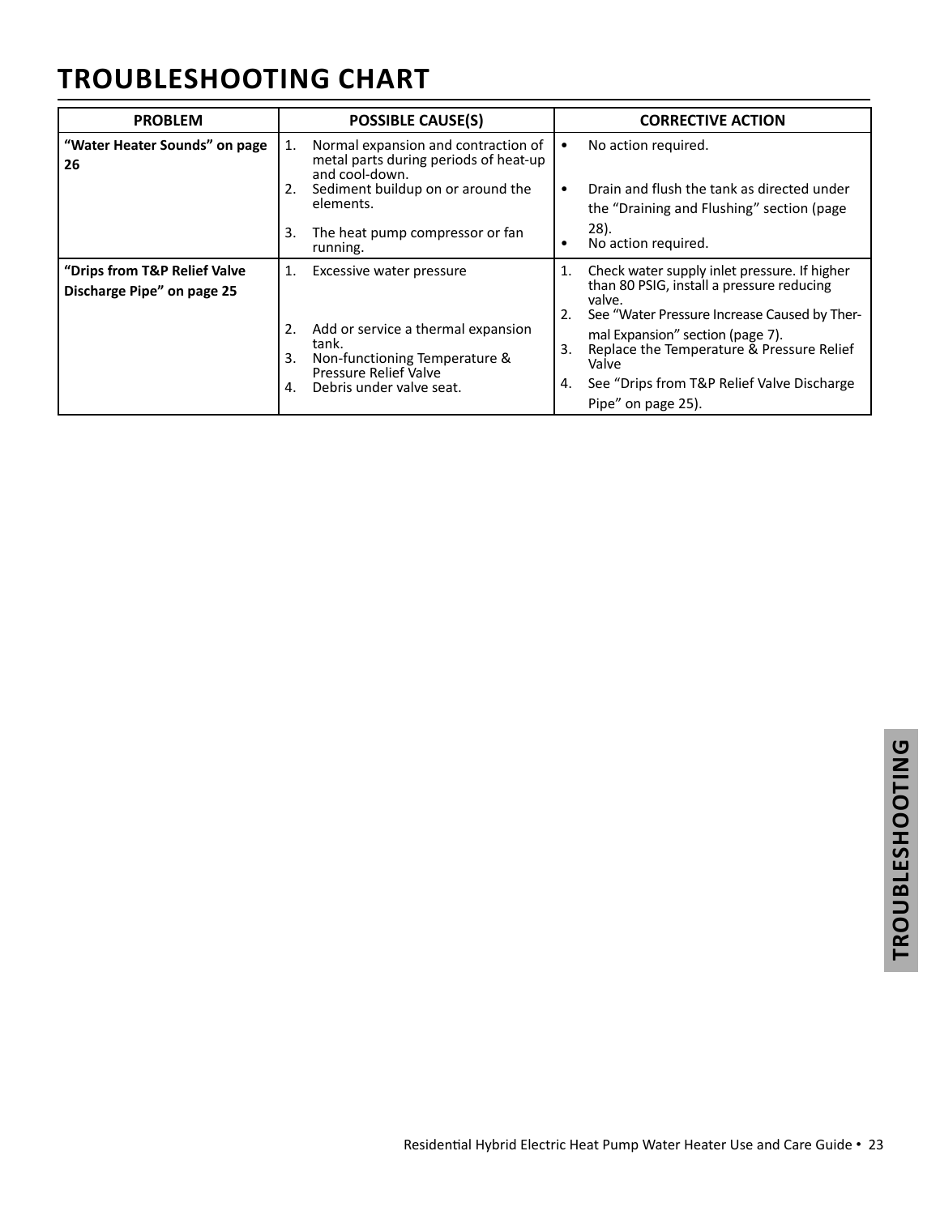# TROUBLESHOOTING CHART

| PROBLEM | POSSIBLE CAUSE(S) | CORRECTIVE ACTION |
|---|---|---|
| **"Water Heater Sounds" on page 26** | 1. Normal expansion and contraction of metal parts during periods of heat-up and cool-down.<br>2. Sediment buildup on or around the elements.<br>3. The heat pump compressor or fan running. | • No action required.<br>• Drain and flush the tank as directed under the "Draining and Flushing" section (page 28).<br>• No action required. |
| **"Drips from T&P Relief Valve Discharge Pipe" on page 25** | 1. Excessive water pressure<br>2. Add or service a thermal expansion tank.<br>3. Non-functioning Temperature & Pressure Relief Valve<br>4. Debris under valve seat. | 1. Check water supply inlet pressure. If higher than 80 PSIG, install a pressure reducing valve.<br>2. See "Water Pressure Increase Caused by Thermal Expansion" section (page 7).<br>3. Replace the Temperature & Pressure Relief Valve<br>4. See "Drips from T&P Relief Valve Discharge Pipe" on page 25). |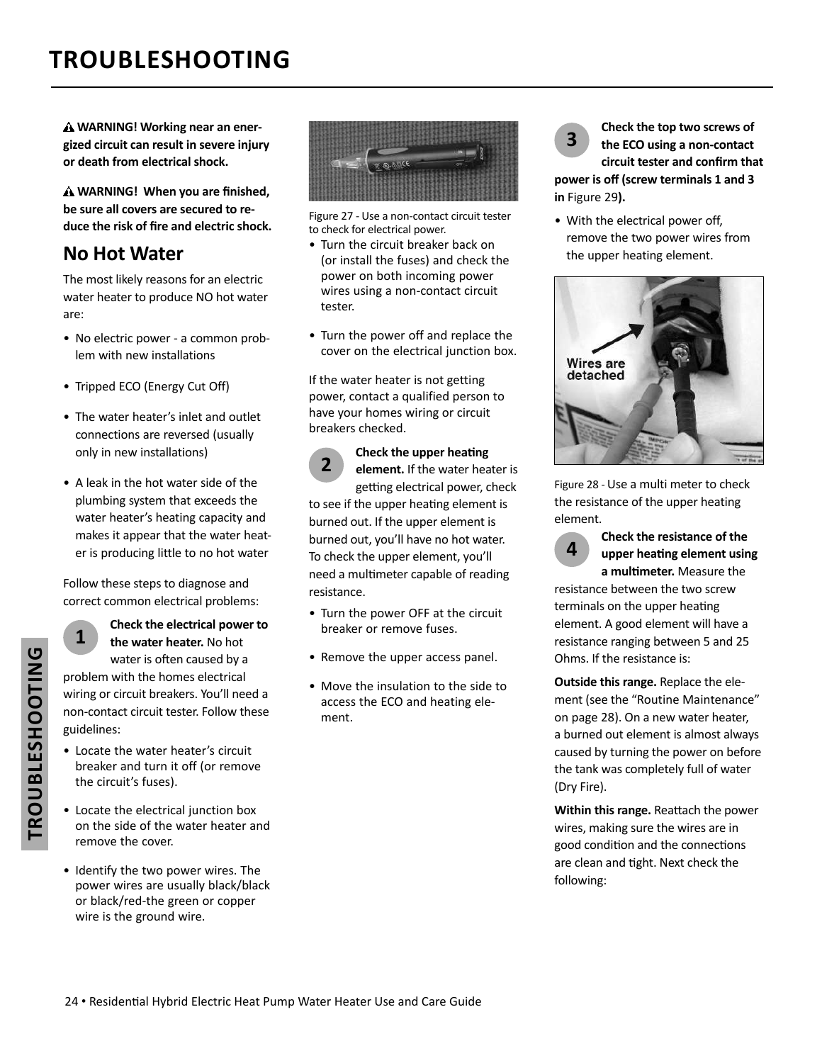# TROUBLESHOOTING

**⚠ WARNING! Working near an energized circuit can result in severe injury or death from electrical shock.**

**⚠ WARNING! When you are finished, be sure all covers are secured to reduce the risk of fire and electric shock.**

## No Hot Water

The most likely reasons for an electric water heater to produce NO hot water are:

- No electric power - a common problem with new installations
- Tripped ECO (Energy Cut Off)
- The water heater's inlet and outlet connections are reversed (usually only in new installations)
- A leak in the hot water side of the plumbing system that exceeds the water heater's heating capacity and makes it appear that the water heater is producing little to no hot water

Follow these steps to diagnose and correct common electrical problems:

**1** **Check the electrical power to the water heater.** No hot water is often caused by a problem with the homes electrical wiring or circuit breakers. You'll need a non-contact circuit tester. Follow these guidelines:

- Locate the water heater's circuit breaker and turn it off (or remove the circuit's fuses).
- Locate the electrical junction box on the side of the water heater and remove the cover.
- Identify the two power wires. The power wires are usually black/black or black/red-the green or copper wire is the ground wire.

Figure 27 - Use a non-contact circuit tester to check for electrical power.

- Turn the circuit breaker back on (or install the fuses) and check the power on both incoming power wires using a non-contact circuit tester.
- Turn the power off and replace the cover on the electrical junction box.

If the water heater is not getting power, contact a qualified person to have your homes wiring or circuit breakers checked.

**2** **Check the upper heating element.** If the water heater is getting electrical power, check to see if the upper heating element is burned out. If the upper element is burned out, you'll have no hot water. To check the upper element, you'll need a multimeter capable of reading resistance.

- Turn the power OFF at the circuit breaker or remove fuses.
- Remove the upper access panel.
- Move the insulation to the side to access the ECO and heating element.

**3** **Check the top two screws of the ECO using a non-contact circuit tester and confirm that power is off (screw terminals 1 and 3 in** Figure 29**).**

- With the electrical power off, remove the two power wires from the upper heating element.

Wires are detached

Figure 28 - Use a multi meter to check the resistance of the upper heating element.

**4** **Check the resistance of the upper heating element using a multimeter.** Measure the resistance between the two screw terminals on the upper heating element. A good element will have a resistance ranging between 5 and 25 Ohms. If the resistance is:

**Outside this range.** Replace the element (see the "Routine Maintenance" on page 28). On a new water heater, a burned out element is almost always caused by turning the power on before the tank was completely full of water (Dry Fire).

**Within this range.** Reattach the power wires, making sure the wires are in good condition and the connections are clean and tight. Next check the following: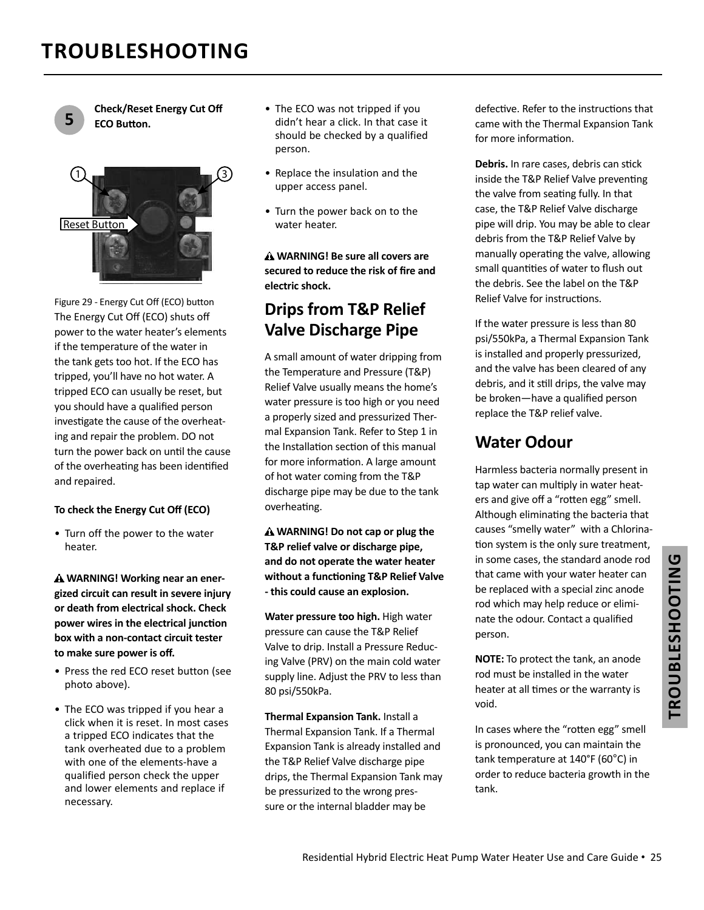# TROUBLESHOOTING

**5** **Check/Reset Energy Cut Off ECO Button.**

1
3
Reset Button

Figure 29 - Energy Cut Off (ECO) button

The Energy Cut Off (ECO) shuts off power to the water heater's elements if the temperature of the water in the tank gets too hot. If the ECO has tripped, you'll have no hot water. A tripped ECO can usually be reset, but you should have a qualified person investigate the cause of the overheating and repair the problem. DO not turn the power back on until the cause of the overheating has been identified and repaired.

**To check the Energy Cut Off (ECO)**

- Turn off the power to the water heater.

**⚠ WARNING! Working near an energized circuit can result in severe injury or death from electrical shock. Check power wires in the electrical junction box with a non-contact circuit tester to make sure power is off.**

- Press the red ECO reset button (see photo above).
- The ECO was tripped if you hear a click when it is reset. In most cases a tripped ECO indicates that the tank overheated due to a problem with one of the elements-have a qualified person check the upper and lower elements and replace if necessary.
- The ECO was not tripped if you didn't hear a click. In that case it should be checked by a qualified person.
- Replace the insulation and the upper access panel.
- Turn the power back on to the water heater.

**⚠ WARNING! Be sure all covers are secured to reduce the risk of fire and electric shock.**

## Drips from T&P Relief Valve Discharge Pipe

A small amount of water dripping from the Temperature and Pressure (T&P) Relief Valve usually means the home's water pressure is too high or you need a properly sized and pressurized Thermal Expansion Tank. Refer to Step 1 in the Installation section of this manual for more information. A large amount of hot water coming from the T&P discharge pipe may be due to the tank overheating.

**⚠ WARNING! Do not cap or plug the T&P relief valve or discharge pipe, and do not operate the water heater without a functioning T&P Relief Valve - this could cause an explosion.**

**Water pressure too high.** High water pressure can cause the T&P Relief Valve to drip. Install a Pressure Reducing Valve (PRV) on the main cold water supply line. Adjust the PRV to less than 80 psi/550kPa.

**Thermal Expansion Tank.** Install a Thermal Expansion Tank. If a Thermal Expansion Tank is already installed and the T&P Relief Valve discharge pipe drips, the Thermal Expansion Tank may be pressurized to the wrong pressure or the internal bladder may be defective. Refer to the instructions that came with the Thermal Expansion Tank for more information.

**Debris.** In rare cases, debris can stick inside the T&P Relief Valve preventing the valve from seating fully. In that case, the T&P Relief Valve discharge pipe will drip. You may be able to clear debris from the T&P Relief Valve by manually operating the valve, allowing small quantities of water to flush out the debris. See the label on the T&P Relief Valve for instructions.

If the water pressure is less than 80 psi/550kPa, a Thermal Expansion Tank is installed and properly pressurized, and the valve has been cleared of any debris, and it still drips, the valve may be broken—have a qualified person replace the T&P relief valve.

## Water Odour

Harmless bacteria normally present in tap water can multiply in water heaters and give off a "rotten egg" smell. Although eliminating the bacteria that causes "smelly water" with a Chlorination system is the only sure treatment, in some cases, the standard anode rod that came with your water heater can be replaced with a special zinc anode rod which may help reduce or eliminate the odour. Contact a qualified person.

**NOTE:** To protect the tank, an anode rod must be installed in the water heater at all times or the warranty is void.

In cases where the "rotten egg" smell is pronounced, you can maintain the tank temperature at 140°F (60°C) in order to reduce bacteria growth in the tank.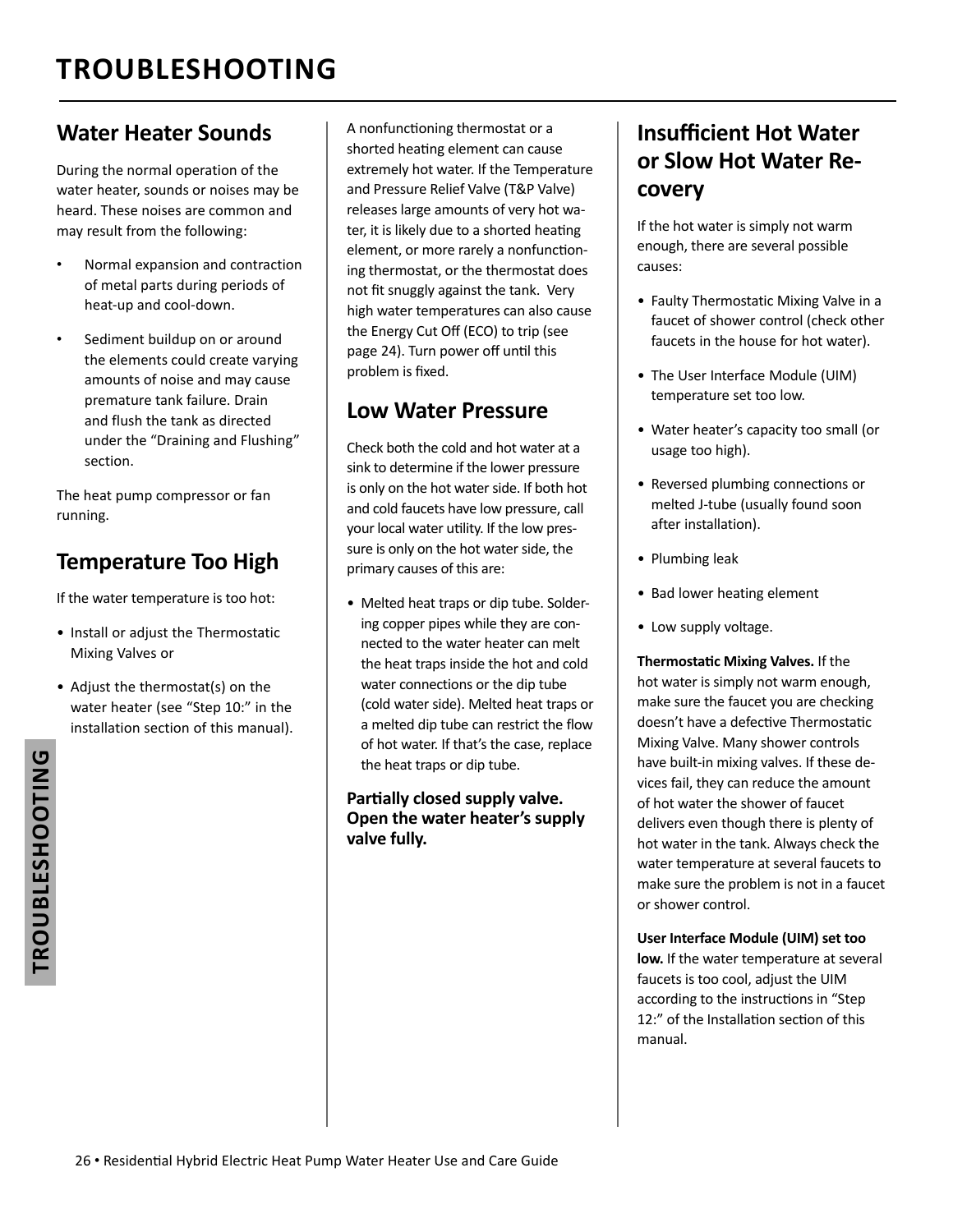# TROUBLESHOOTING

## Water Heater Sounds

During the normal operation of the water heater, sounds or noises may be heard. These noises are common and may result from the following:

- Normal expansion and contraction of metal parts during periods of heat-up and cool-down.
- Sediment buildup on or around the elements could create varying amounts of noise and may cause premature tank failure. Drain and flush the tank as directed under the “Draining and Flushing” section.

The heat pump compressor or fan running.

## Temperature Too High

If the water temperature is too hot:

- Install or adjust the Thermostatic Mixing Valves or
- Adjust the thermostat(s) on the water heater (see “Step 10:” in the installation section of this manual).

A nonfunctioning thermostat or a shorted heating element can cause extremely hot water. If the Temperature and Pressure Relief Valve (T&P Valve) releases large amounts of very hot water, it is likely due to a shorted heating element, or more rarely a nonfunctioning thermostat, or the thermostat does not fit snuggly against the tank. Very high water temperatures can also cause the Energy Cut Off (ECO) to trip (see page 24). Turn power off until this problem is fixed.

## Low Water Pressure

Check both the cold and hot water at a sink to determine if the lower pressure is only on the hot water side. If both hot and cold faucets have low pressure, call your local water utility. If the low pressure is only on the hot water side, the primary causes of this are:

- Melted heat traps or dip tube. Soldering copper pipes while they are connected to the water heater can melt the heat traps inside the hot and cold water connections or the dip tube (cold water side). Melted heat traps or a melted dip tube can restrict the flow of hot water. If that’s the case, replace the heat traps or dip tube.

**Partially closed supply valve. Open the water heater’s supply valve fully.**

## Insufficient Hot Water or Slow Hot Water Recovery

If the hot water is simply not warm enough, there are several possible causes:

- Faulty Thermostatic Mixing Valve in a faucet of shower control (check other faucets in the house for hot water).
- The User Interface Module (UIM) temperature set too low.
- Water heater’s capacity too small (or usage too high).
- Reversed plumbing connections or melted J-tube (usually found soon after installation).
- Plumbing leak
- Bad lower heating element
- Low supply voltage.

**Thermostatic Mixing Valves.** If the hot water is simply not warm enough, make sure the faucet you are checking doesn’t have a defective Thermostatic Mixing Valve. Many shower controls have built-in mixing valves. If these devices fail, they can reduce the amount of hot water the shower of faucet delivers even though there is plenty of hot water in the tank. Always check the water temperature at several faucets to make sure the problem is not in a faucet or shower control.

**User Interface Module (UIM) set too low.** If the water temperature at several faucets is too cool, adjust the UIM according to the instructions in “Step 12:” of the Installation section of this manual.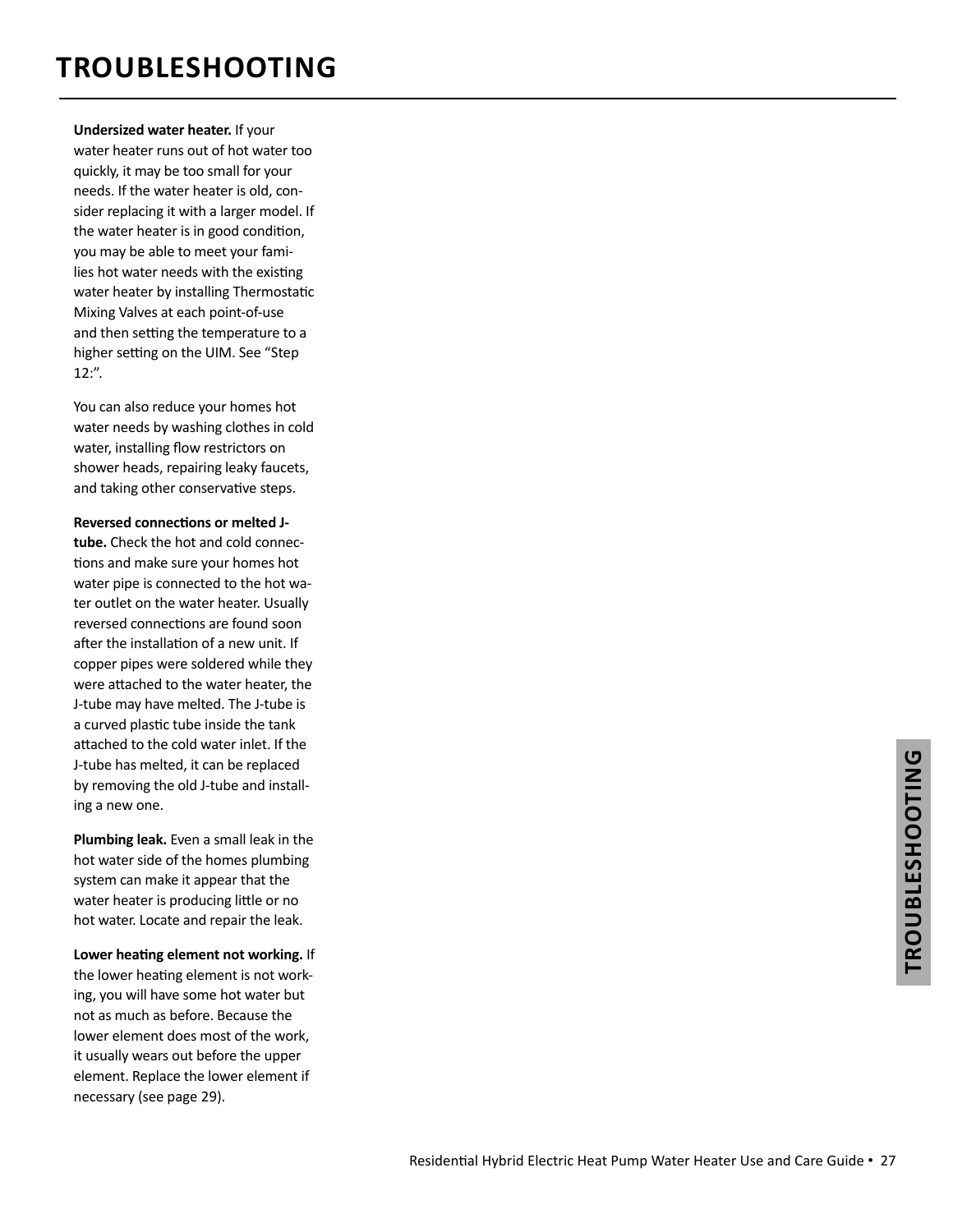# TROUBLESHOOTING

**Undersized water heater.** If your water heater runs out of hot water too quickly, it may be too small for your needs. If the water heater is old, consider replacing it with a larger model. If the water heater is in good condition, you may be able to meet your families hot water needs with the existing water heater by installing Thermostatic Mixing Valves at each point-of-use and then setting the temperature to a higher setting on the UIM. See "Step 12:".

You can also reduce your homes hot water needs by washing clothes in cold water, installing flow restrictors on shower heads, repairing leaky faucets, and taking other conservative steps.

**Reversed connections or melted J-tube.** Check the hot and cold connections and make sure your homes hot water pipe is connected to the hot water outlet on the water heater. Usually reversed connections are found soon after the installation of a new unit. If copper pipes were soldered while they were attached to the water heater, the J-tube may have melted. The J-tube is a curved plastic tube inside the tank attached to the cold water inlet. If the J-tube has melted, it can be replaced by removing the old J-tube and installing a new one.

**Plumbing leak.** Even a small leak in the hot water side of the homes plumbing system can make it appear that the water heater is producing little or no hot water. Locate and repair the leak.

**Lower heating element not working.** If the lower heating element is not working, you will have some hot water but not as much as before. Because the lower element does most of the work, it usually wears out before the upper element. Replace the lower element if necessary (see page 29).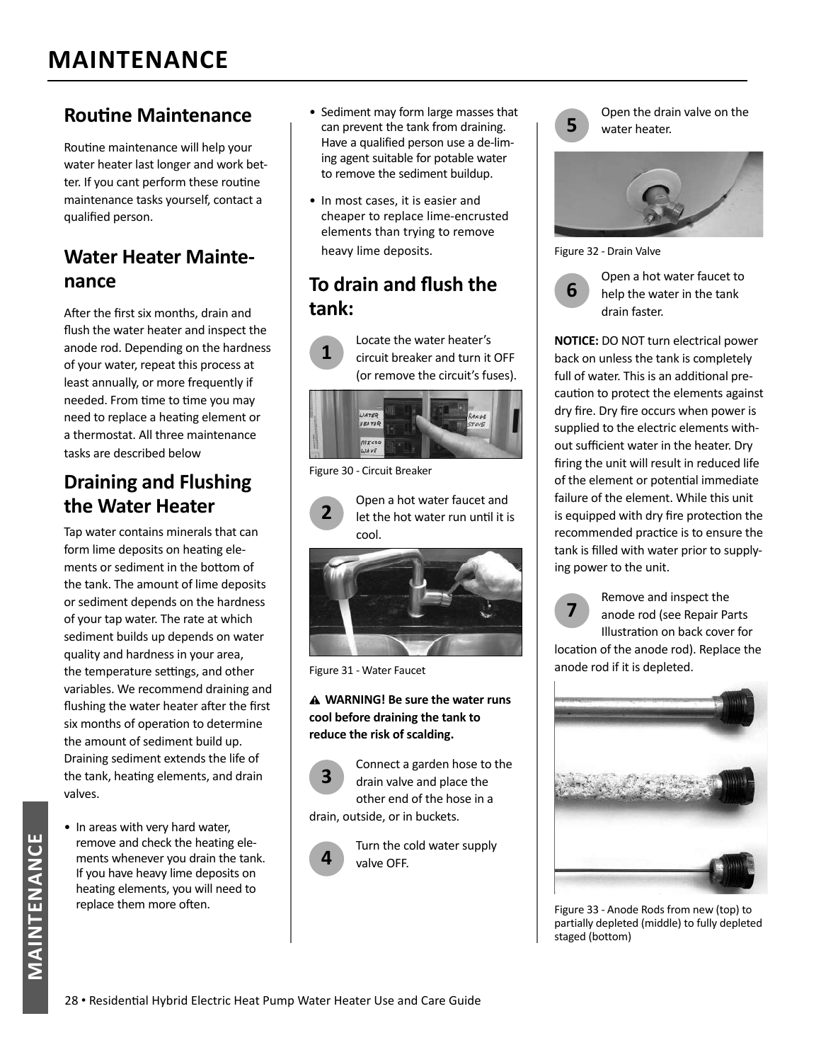# MAINTENANCE

## Routine Maintenance

Routine maintenance will help your water heater last longer and work better. If you cant perform these routine maintenance tasks yourself, contact a qualified person.

## Water Heater Maintenance

After the first six months, drain and flush the water heater and inspect the anode rod. Depending on the hardness of your water, repeat this process at least annually, or more frequently if needed. From time to time you may need to replace a heating element or a thermostat. All three maintenance tasks are described below

## Draining and Flushing the Water Heater

Tap water contains minerals that can form lime deposits on heating elements or sediment in the bottom of the tank. The amount of lime deposits or sediment depends on the hardness of your tap water. The rate at which sediment builds up depends on water quality and hardness in your area, the temperature settings, and other variables. We recommend draining and flushing the water heater after the first six months of operation to determine the amount of sediment build up. Draining sediment extends the life of the tank, heating elements, and drain valves.

- In areas with very hard water, remove and check the heating elements whenever you drain the tank. If you have heavy lime deposits on heating elements, you will need to replace them more often.
- Sediment may form large masses that can prevent the tank from draining. Have a qualified person use a de-liming agent suitable for potable water to remove the sediment buildup.
- In most cases, it is easier and cheaper to replace lime-encrusted elements than trying to remove heavy lime deposits.

## To drain and flush the tank:

**1** Locate the water heater's circuit breaker and turn it OFF (or remove the circuit's fuses).

Figure 30 - Circuit Breaker

**2** Open a hot water faucet and let the hot water run until it is cool.

Figure 31 - Water Faucet

**⚠ WARNING! Be sure the water runs cool before draining the tank to reduce the risk of scalding.**

**3** Connect a garden hose to the drain valve and place the other end of the hose in a drain, outside, or in buckets.

**4** Turn the cold water supply valve OFF.

**5** Open the drain valve on the water heater.

Figure 32 - Drain Valve

**6** Open a hot water faucet to help the water in the tank drain faster.

**NOTICE:** DO NOT turn electrical power back on unless the tank is completely full of water. This is an additional precaution to protect the elements against dry fire. Dry fire occurs when power is supplied to the electric elements without sufficient water in the heater. Dry firing the unit will result in reduced life of the element or potential immediate failure of the element. While this unit is equipped with dry fire protection the recommended practice is to ensure the tank is filled with water prior to supplying power to the unit.

**7** Remove and inspect the anode rod (see Repair Parts Illustration on back cover for location of the anode rod). Replace the anode rod if it is depleted.

Figure 33 - Anode Rods from new (top) to partially depleted (middle) to fully depleted staged (bottom)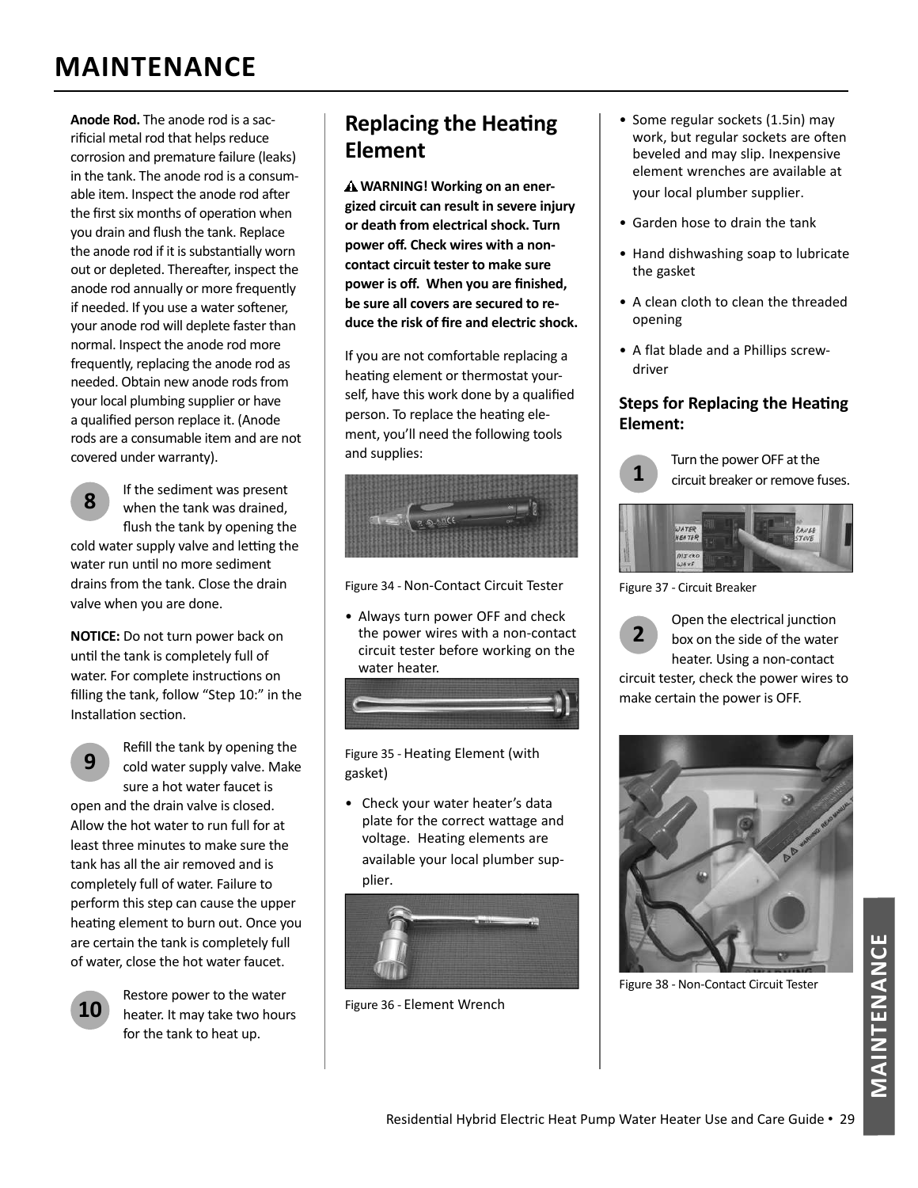# MAINTENANCE

**Anode Rod.** The anode rod is a sacrificial metal rod that helps reduce corrosion and premature failure (leaks) in the tank. The anode rod is a consumable item. Inspect the anode rod after the first six months of operation when you drain and flush the tank. Replace the anode rod if it is substantially worn out or depleted. Thereafter, inspect the anode rod annually or more frequently if needed. If you use a water softener, your anode rod will deplete faster than normal. Inspect the anode rod more frequently, replacing the anode rods as needed. Obtain new anode rods from your local plumbing supplier or have a qualified person replace it. (Anode rods are a consumable item and are not covered under warranty).

**8** If the sediment was present when the tank was drained, flush the tank by opening the cold water supply valve and letting the water run until no more sediment drains from the tank. Close the drain valve when you are done.

**NOTICE:** Do not turn power back on until the tank is completely full of water. For complete instructions on filling the tank, follow "Step 10:" in the Installation section.

**9** Refill the tank by opening the cold water supply valve. Make sure a hot water faucet is open and the drain valve is closed. Allow the hot water to run full for at least three minutes to make sure the tank has all the air removed and is completely full of water. Failure to perform this step can cause the upper heating element to burn out. Once you are certain the tank is completely full of water, close the hot water faucet.

**10** Restore power to the water heater. It may take two hours for the tank to heat up.

## Replacing the Heating Element

**⚠ WARNING! Working on an energized circuit can result in severe injury or death from electrical shock. Turn power off. Check wires with a non-contact circuit tester to make sure power is off. When you are finished, be sure all covers are secured to reduce the risk of fire and electric shock.**

If you are not comfortable replacing a heating element or thermostat yourself, have this work done by a qualified person. To replace the heating element, you'll need the following tools and supplies:

Figure 34 - Non-Contact Circuit Tester

- Always turn power OFF and check the power wires with a non-contact circuit tester before working on the water heater.

Figure 35 - Heating Element (with gasket)

- Check your water heater's data plate for the correct wattage and voltage. Heating elements are available your local plumber supplier.

Figure 36 - Element Wrench

- Some regular sockets (1.5in) may work, but regular sockets are often beveled and may slip. Inexpensive element wrenches are available at your local plumber supplier.
- Garden hose to drain the tank
- Hand dishwashing soap to lubricate the gasket
- A clean cloth to clean the threaded opening
- A flat blade and a Phillips screwdriver

### Steps for Replacing the Heating Element:

**1** Turn the power OFF at the circuit breaker or remove fuses.

Figure 37 - Circuit Breaker

**2** Open the electrical junction box on the side of the water heater. Using a non-contact circuit tester, check the power wires to make certain the power is OFF.

Figure 38 - Non-Contact Circuit Tester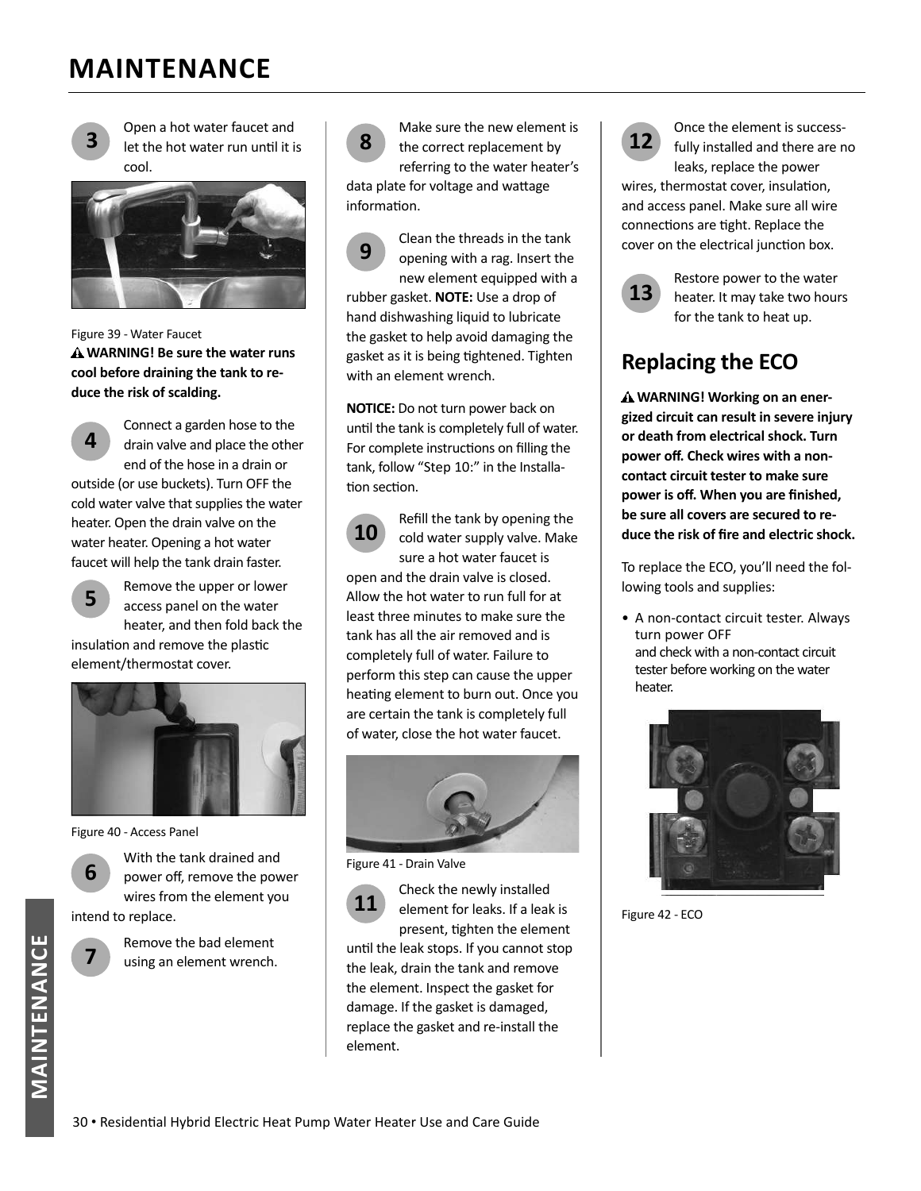# MAINTENANCE

**3** Open a hot water faucet and let the hot water run until it is cool.

Figure 39 - Water Faucet

⚠ **WARNING! Be sure the water runs cool before draining the tank to reduce the risk of scalding.**

**4** Connect a garden hose to the drain valve and place the other end of the hose in a drain or outside (or use buckets). Turn OFF the cold water valve that supplies the water heater. Open the drain valve on the water heater. Opening a hot water faucet will help the tank drain faster.

**5** Remove the upper or lower access panel on the water heater, and then fold back the insulation and remove the plastic element/thermostat cover.

Figure 40 - Access Panel

**6** With the tank drained and power off, remove the power wires from the element you intend to replace.

**7** Remove the bad element using an element wrench.

**8** Make sure the new element is the correct replacement by referring to the water heater's data plate for voltage and wattage information.

**9** Clean the threads in the tank opening with a rag. Insert the new element equipped with a rubber gasket. **NOTE:** Use a drop of hand dishwashing liquid to lubricate the gasket to help avoid damaging the gasket as it is being tightened. Tighten with an element wrench.

**NOTICE:** Do not turn power back on until the tank is completely full of water. For complete instructions on filling the tank, follow "Step 10:" in the Installation section.

**10** Refill the tank by opening the cold water supply valve. Make sure a hot water faucet is open and the drain valve is closed. Allow the hot water to run full for at least three minutes to make sure the tank has all the air removed and is completely full of water. Failure to perform this step can cause the upper heating element to burn out. Once you are certain the tank is completely full of water, close the hot water faucet.

Figure 41 - Drain Valve

**11** Check the newly installed element for leaks. If a leak is present, tighten the element until the leak stops. If you cannot stop the leak, drain the tank and remove the element. Inspect the gasket for damage. If the gasket is damaged, replace the gasket and re-install the element.

**12** Once the element is successfully installed and there are no leaks, replace the power wires, thermostat cover, insulation, and access panel. Make sure all wire connections are tight. Replace the cover on the electrical junction box.

**13** Restore power to the water heater. It may take two hours for the tank to heat up.

## Replacing the ECO

⚠ **WARNING! Working on an energized circuit can result in severe injury or death from electrical shock. Turn power off. Check wires with a non-contact circuit tester to make sure power is off. When you are finished, be sure all covers are secured to reduce the risk of fire and electric shock.**

To replace the ECO, you'll need the following tools and supplies:

- A non-contact circuit tester. Always turn power OFF and check with a non-contact circuit tester before working on the water heater.

Figure 42 - ECO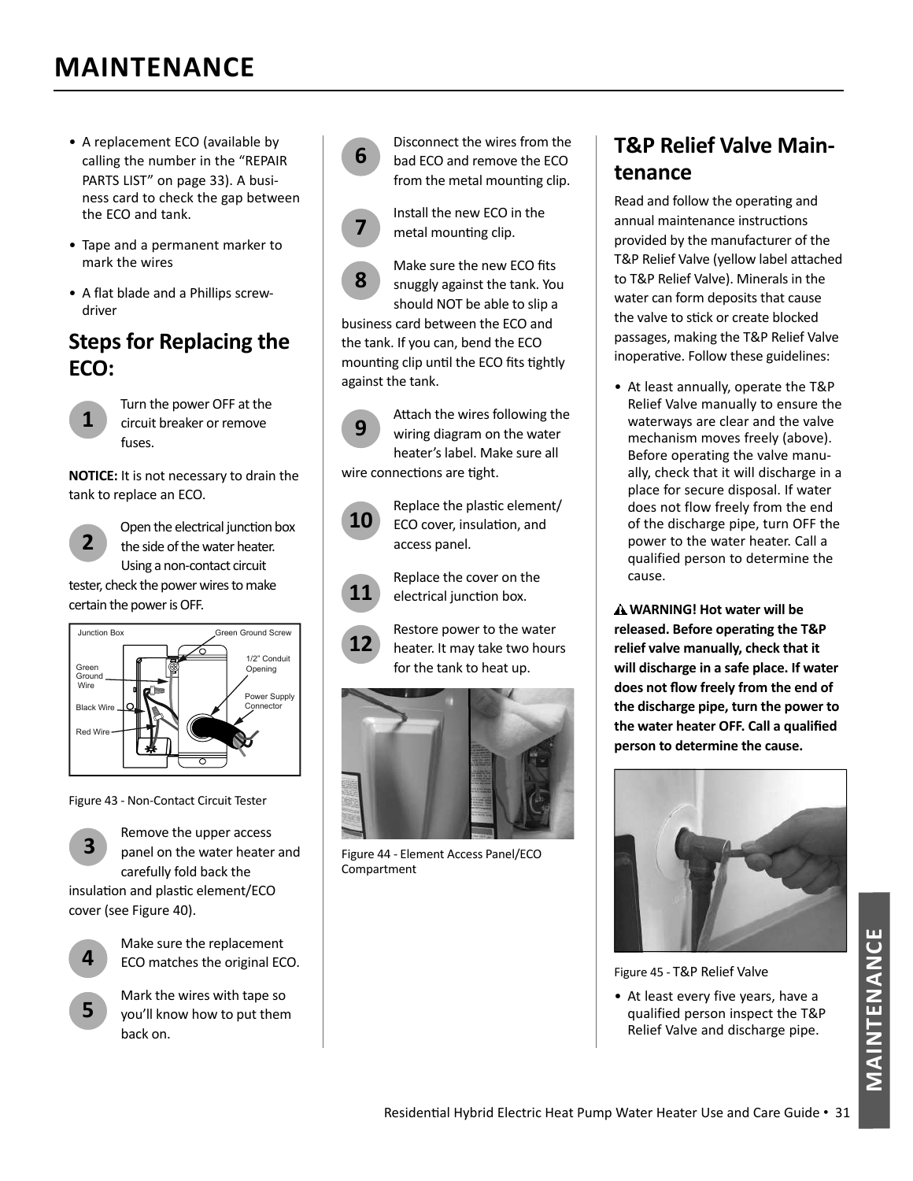# MAINTENANCE

- A replacement ECO (available by calling the number in the "REPAIR PARTS LIST" on page 33). A business card to check the gap between the ECO and tank.
- Tape and a permanent marker to mark the wires
- A flat blade and a Phillips screwdriver

## Steps for Replacing the ECO:

**1** Turn the power OFF at the circuit breaker or remove fuses.

**NOTICE:** It is not necessary to drain the tank to replace an ECO.

**2** Open the electrical junction box the side of the water heater. Using a non-contact circuit tester, check the power wires to make certain the power is OFF.

Junction Box
Green Ground Screw
1/2" Conduit Opening
Green Ground Wire
Power Supply Connector
Black Wire
Red Wire

Figure 43 - Non-Contact Circuit Tester

**3** Remove the upper access panel on the water heater and carefully fold back the insulation and plastic element/ECO cover (see Figure 40).

**4** Make sure the replacement ECO matches the original ECO.

**5** Mark the wires with tape so you'll know how to put them back on.

**6** Disconnect the wires from the bad ECO and remove the ECO from the metal mounting clip.

**7** Install the new ECO in the metal mounting clip.

**8** Make sure the new ECO fits snuggly against the tank. You should NOT be able to slip a business card between the ECO and the tank. If you can, bend the ECO mounting clip until the ECO fits tightly against the tank.

**9** Attach the wires following the wiring diagram on the water heater's label. Make sure all wire connections are tight.

**10** Replace the plastic element/ECO cover, insulation, and access panel.

**11** Replace the cover on the electrical junction box.

**12** Restore power to the water heater. It may take two hours for the tank to heat up.

Figure 44 - Element Access Panel/ECO Compartment

## T&P Relief Valve Maintenance

Read and follow the operating and annual maintenance instructions provided by the manufacturer of the T&P Relief Valve (yellow label attached to T&P Relief Valve). Minerals in the water can form deposits that cause the valve to stick or create blocked passages, making the T&P Relief Valve inoperative. Follow these guidelines:

- At least annually, operate the T&P Relief Valve manually to ensure the waterways are clear and the valve mechanism moves freely (above). Before operating the valve manually, check that it will discharge in a place for secure disposal. If water does not flow freely from the end of the discharge pipe, turn OFF the power to the water heater. Call a qualified person to determine the cause.

**⚠ WARNING! Hot water will be released. Before operating the T&P relief valve manually, check that it will discharge in a safe place. If water does not flow freely from the end of the discharge pipe, turn the power to the water heater OFF. Call a qualified person to determine the cause.**

Figure 45 - T&P Relief Valve

- At least every five years, have a qualified person inspect the T&P Relief Valve and discharge pipe.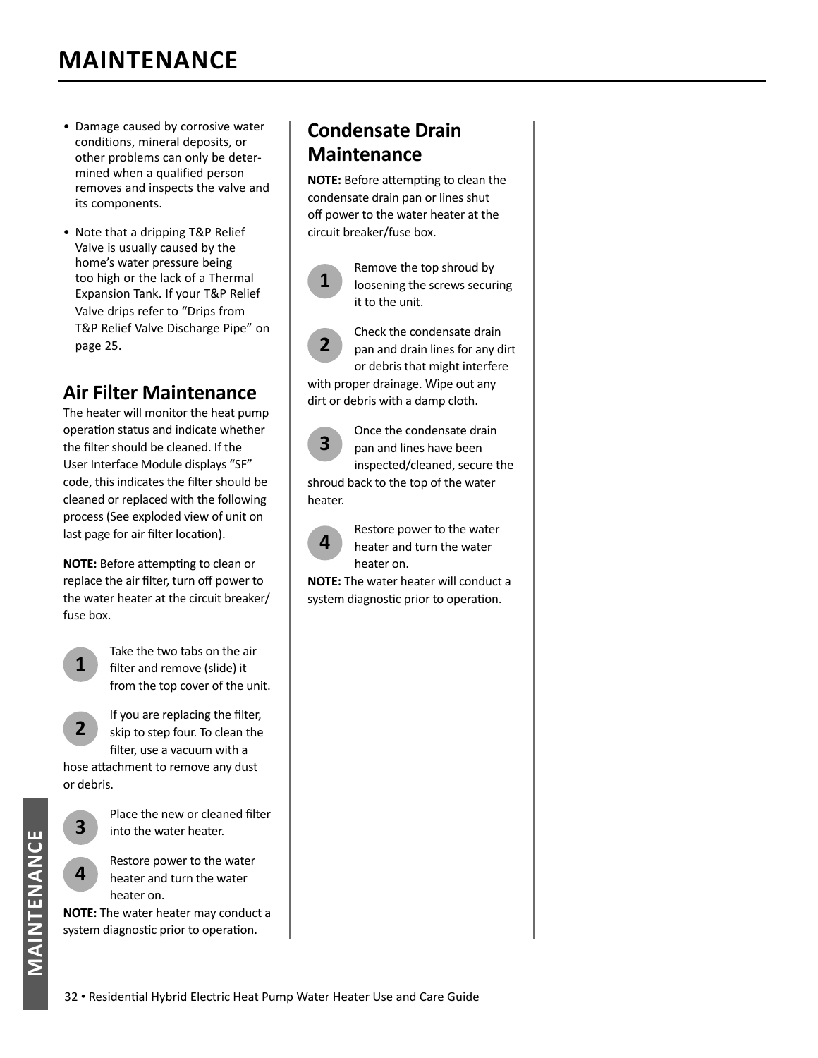// MAINTENANCE

- Damage caused by corrosive water conditions, mineral deposits, or other problems can only be determined when a qualified person removes and inspects the valve and its components.
- Note that a dripping T&P Relief Valve is usually caused by the home's water pressure being too high or the lack of a Thermal Expansion Tank. If your T&P Relief Valve drips refer to "Drips from T&P Relief Valve Discharge Pipe" on page 25.

## Air Filter Maintenance

The heater will monitor the heat pump operation status and indicate whether the filter should be cleaned. If the User Interface Module displays "SF" code, this indicates the filter should be cleaned or replaced with the following process (See exploded view of unit on last page for air filter location).

**NOTE:** Before attempting to clean or replace the air filter, turn off power to the water heater at the circuit breaker/ fuse box.

1. Take the two tabs on the air filter and remove (slide) it from the top cover of the unit.
2. If you are replacing the filter, skip to step four. To clean the filter, use a vacuum with a hose attachment to remove any dust or debris.
3. Place the new or cleaned filter into the water heater.
4. Restore power to the water heater and turn the water heater on.

**NOTE:** The water heater may conduct a system diagnostic prior to operation.

## Condensate Drain Maintenance

**NOTE:** Before attempting to clean the condensate drain pan or lines shut off power to the water heater at the circuit breaker/fuse box.

1. Remove the top shroud by loosening the screws securing it to the unit.
2. Check the condensate drain pan and drain lines for any dirt or debris that might interfere with proper drainage. Wipe out any dirt or debris with a damp cloth.
3. Once the condensate drain pan and lines have been inspected/cleaned, secure the shroud back to the top of the water heater.
4. Restore power to the water heater and turn the water heater on.

**NOTE:** The water heater will conduct a system diagnostic prior to operation.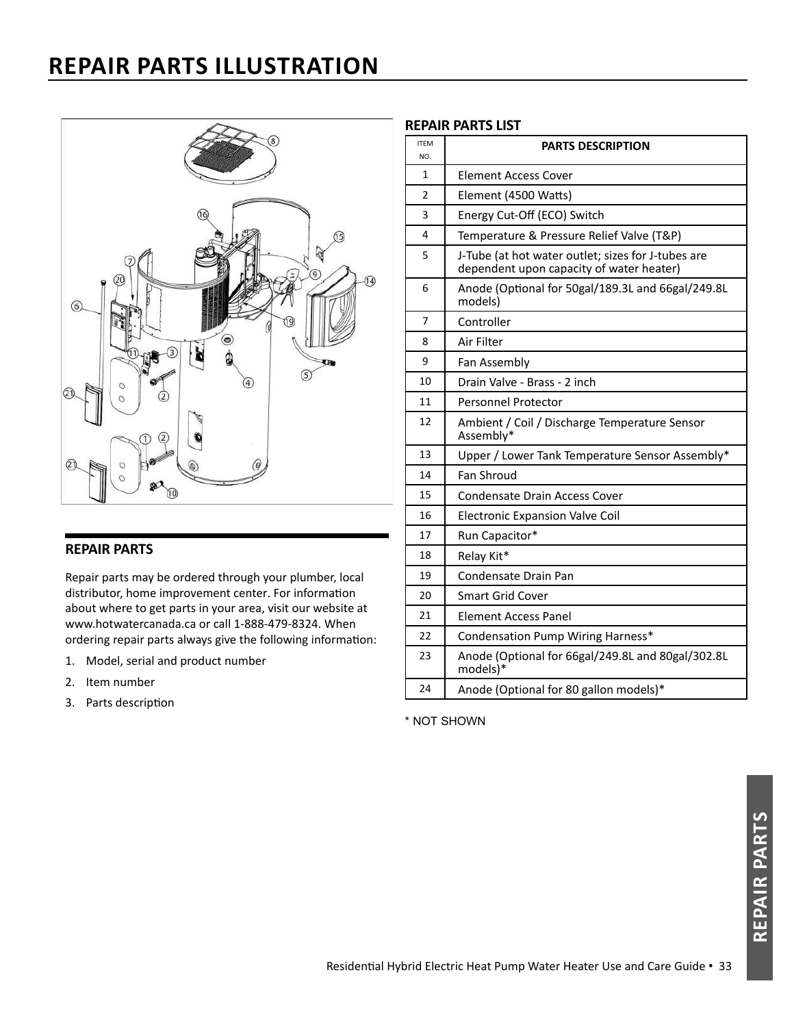# REPAIR PARTS ILLUSTRATION

## REPAIR PARTS

Repair parts may be ordered through your plumber, local distributor, home improvement center. For information about where to get parts in your area, visit our website at www.hotwatercanada.ca or call 1-888-479-8324. When ordering repair parts always give the following information:

1. Model, serial and product number
2. Item number
3. Parts description

## REPAIR PARTS LIST

| ITEM NO. | PARTS DESCRIPTION |
|---|---|
| 1 | Element Access Cover |
| 2 | Element (4500 Watts) |
| 3 | Energy Cut-Off (ECO) Switch |
| 4 | Temperature & Pressure Relief Valve (T&P) |
| 5 | J-Tube (at hot water outlet; sizes for J-tubes are dependent upon capacity of water heater) |
| 6 | Anode (Optional for 50gal/189.3L and 66gal/249.8L models) |
| 7 | Controller |
| 8 | Air Filter |
| 9 | Fan Assembly |
| 10 | Drain Valve - Brass - 2 inch |
| 11 | Personnel Protector |
| 12 | Ambient / Coil / Discharge Temperature Sensor Assembly* |
| 13 | Upper / Lower Tank Temperature Sensor Assembly* |
| 14 | Fan Shroud |
| 15 | Condensate Drain Access Cover |
| 16 | Electronic Expansion Valve Coil |
| 17 | Run Capacitor* |
| 18 | Relay Kit* |
| 19 | Condensate Drain Pan |
| 20 | Smart Grid Cover |
| 21 | Element Access Panel |
| 22 | Condensation Pump Wiring Harness* |
| 23 | Anode (Optional for 66gal/249.8L and 80gal/302.8L models)* |
| 24 | Anode (Optional for 80 gallon models)* |

* NOT SHOWN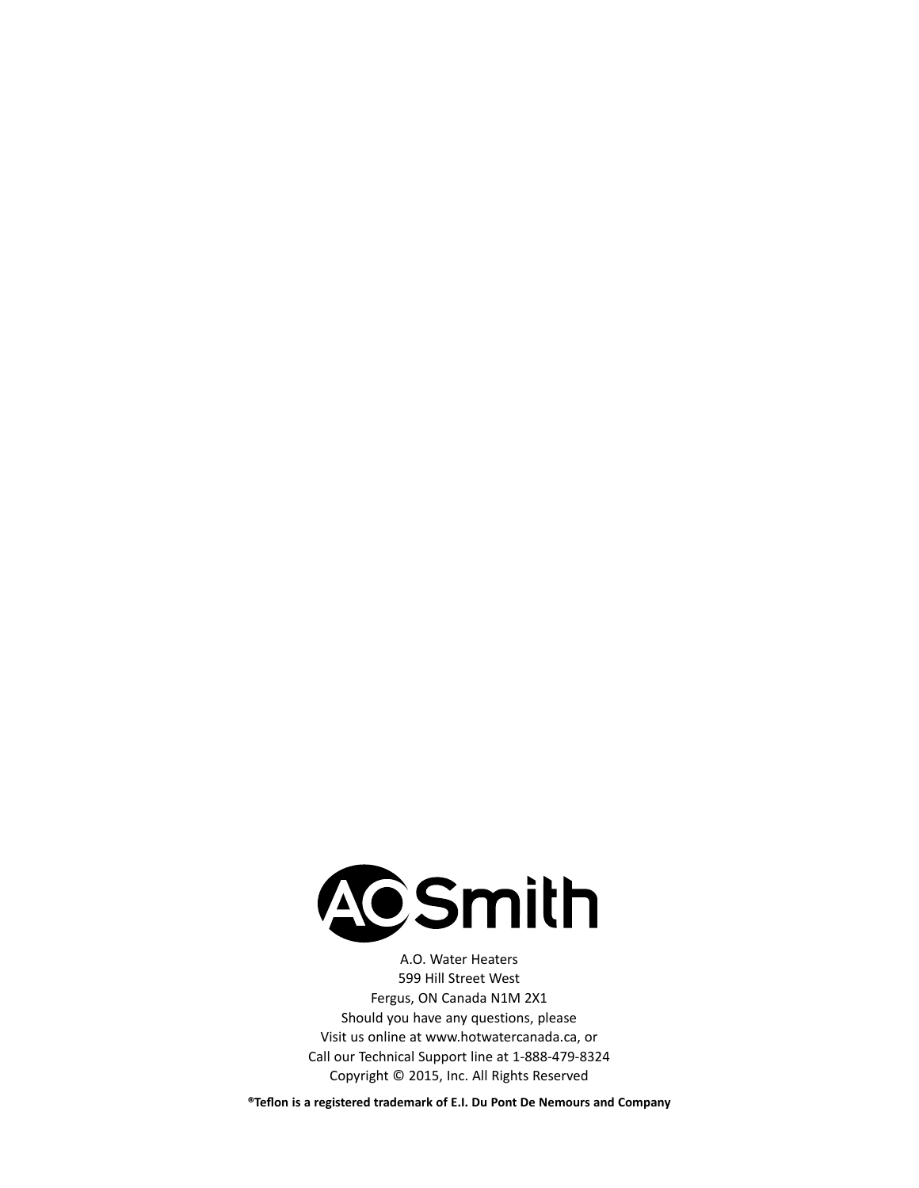A.O. Water Heaters
599 Hill Street West
Fergus, ON Canada N1M 2X1
Should you have any questions, please
Visit us online at www.hotwatercanada.ca, or
Call our Technical Support line at 1-888-479-8324
Copyright © 2015, Inc. All Rights Reserved

**®Teflon is a registered trademark of E.I. Du Pont De Nemours and Company**